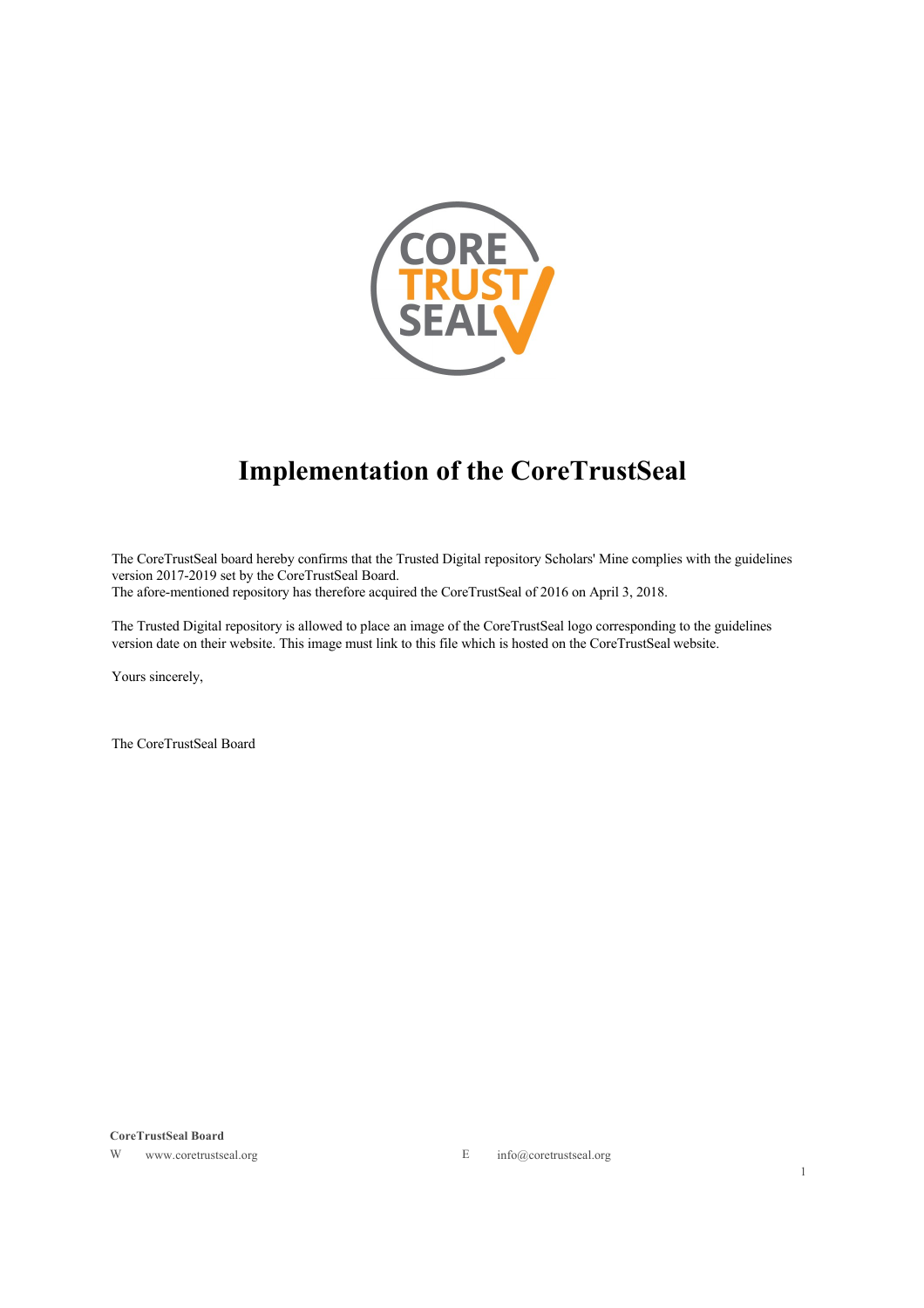# Implementation of the CoreTrustSeal

The CoreTrustSeal board hereby confirms that the Trusted Digital repository Scholars' Mine complies with the guidelines version 2017-2019 set by the CoreTrustSeal Board.
The afore-mentioned repository has therefore acquired the CoreTrustSeal of 2016 on April 3, 2018.

The Trusted Digital repository is allowed to place an image of the CoreTrustSeal logo corresponding to the guidelines version date on their website. This image must link to this file which is hosted on the CoreTrustSeal website.

Yours sincerely,

The CoreTrustSeal Board

**CoreTrustSeal Board**
W www.coretrustseal.org E info@coretrustseal.org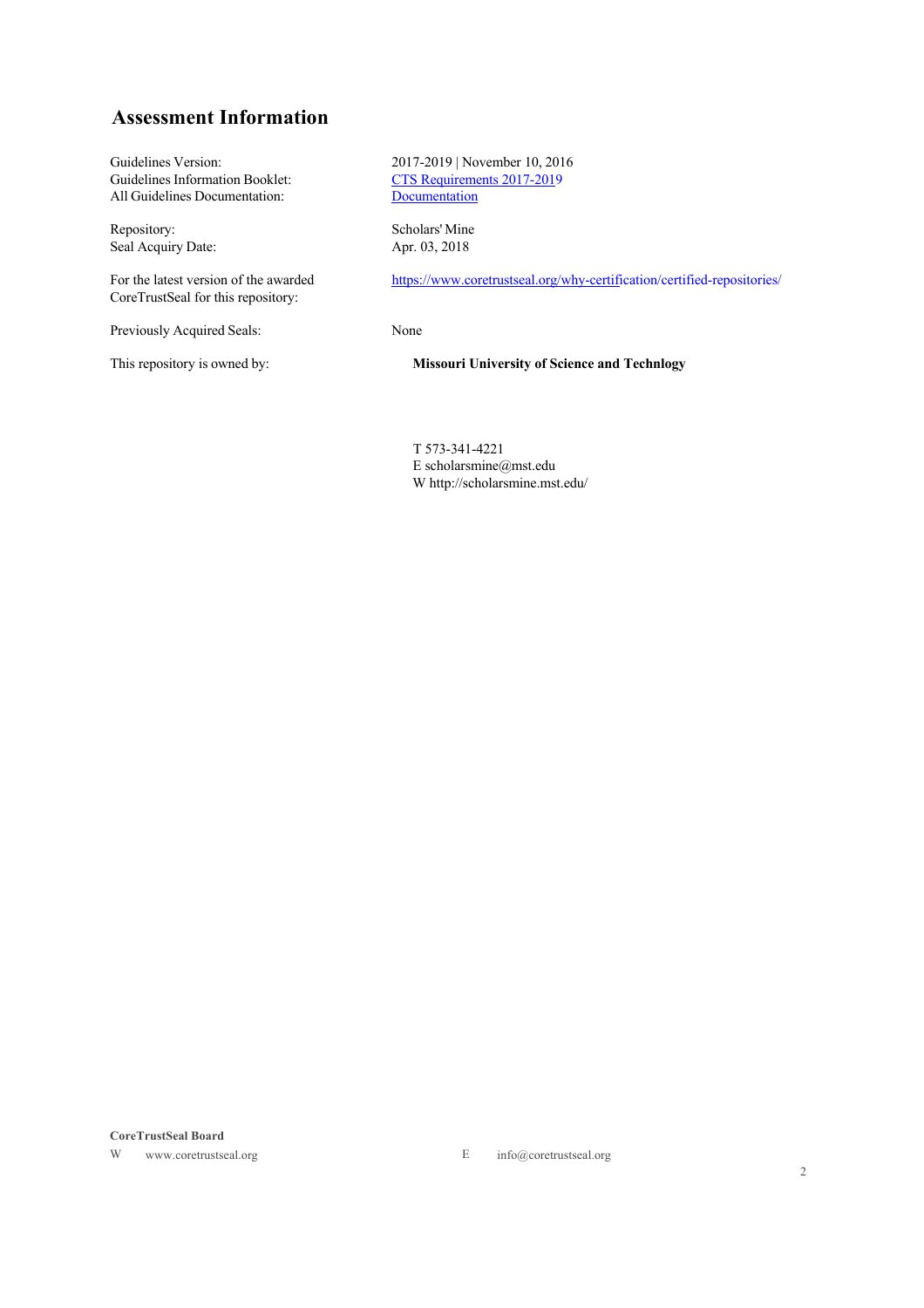## Assessment Information

| | |
|---|---|
| Guidelines Version: | 2017-2019 \| November 10, 2016 |
| Guidelines Information Booklet: | [CTS Requirements 2017-2019](#) |
| All Guidelines Documentation: | [Documentation](#) |
| Repository: | Scholars' Mine |
| Seal Acquiry Date: | Apr. 03, 2018 |
| For the latest version of the awarded CoreTrustSeal for this repository: | https://www.coretrustseal.org/why-certification/certified-repositories/ |
| Previously Acquired Seals: | None |
| This repository is owned by: | **Missouri University of Science and Technlogy** |

T 573-341-4221
E scholarsmine@mst.edu
W http://scholarsmine.mst.edu/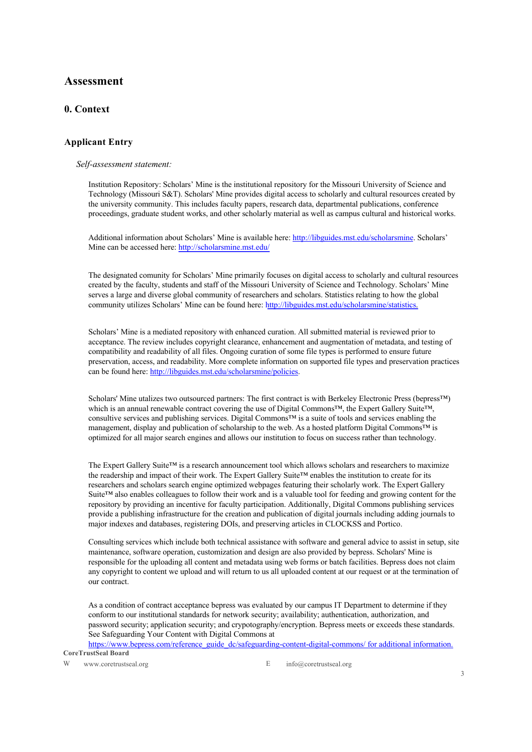# Assessment

## 0. Context

### Applicant Entry

*Self-assessment statement:*

Institution Repository: Scholars' Mine is the institutional repository for the Missouri University of Science and Technology (Missouri S&T). Scholars' Mine provides digital access to scholarly and cultural resources created by the university community. This includes faculty papers, research data, departmental publications, conference proceedings, graduate student works, and other scholarly material as well as campus cultural and historical works.

Additional information about Scholars' Mine is available here: http://libguides.mst.edu/scholarsmine. Scholars' Mine can be accessed here: http://scholarsmine.mst.edu/

The designated comunity for Scholars' Mine primarily focuses on digital access to scholarly and cultural resources created by the faculty, students and staff of the Missouri University of Science and Technology. Scholars' Mine serves a large and diverse global community of researchers and scholars. Statistics relating to how the global community utilizes Scholars' Mine can be found here: http://libguides.mst.edu/scholarsmine/statistics.

Scholars' Mine is a mediated repository with enhanced curation. All submitted material is reviewed prior to acceptance. The review includes copyright clearance, enhancement and augmentation of metadata, and testing of compatibility and readability of all files. Ongoing curation of some file types is performed to ensure future preservation, access, and readability. More complete information on supported file types and preservation practices can be found here: http://libguides.mst.edu/scholarsmine/policies.

Scholars' Mine utalizes two outsourced partners: The first contract is with Berkeley Electronic Press (bepress™) which is an annual renewable contract covering the use of Digital Commons™, the Expert Gallery Suite™, consultive services and publishing services. Digital Commons™ is a suite of tools and services enabling the management, display and publication of scholarship to the web. As a hosted platform Digital Commons™ is optimized for all major search engines and allows our institution to focus on success rather than technology.

The Expert Gallery Suite™ is a research announcement tool which allows scholars and researchers to maximize the readership and impact of their work. The Expert Gallery Suite™ enables the institution to create for its researchers and scholars search engine optimized webpages featuring their scholarly work. The Expert Gallery Suite™ also enables colleagues to follow their work and is a valuable tool for feeding and growing content for the repository by providing an incentive for faculty participation. Additionally, Digital Commons publishing services provide a publishing infrastructure for the creation and publication of digital journals including adding journals to major indexes and databases, registering DOIs, and preserving articles in CLOCKSS and Portico.

Consulting services which include both technical assistance with software and general advice to assist in setup, site maintenance, software operation, customization and design are also provided by bepress. Scholars' Mine is responsible for the uploading all content and metadata using web forms or batch facilities. Bepress does not claim any copyright to content we upload and will return to us all uploaded content at our request or at the termination of our contract.

As a condition of contract acceptance bepress was evaluated by our campus IT Department to determine if they conform to our institutional standards for network security; availability; authentication, authorization, and password security; application security; and crypotography/encryption. Bepress meets or exceeds these standards. See Safeguarding Your Content with Digital Commons at https://www.bepress.com/reference_guide_dc/safeguarding-content-digital-commons/ for additional information.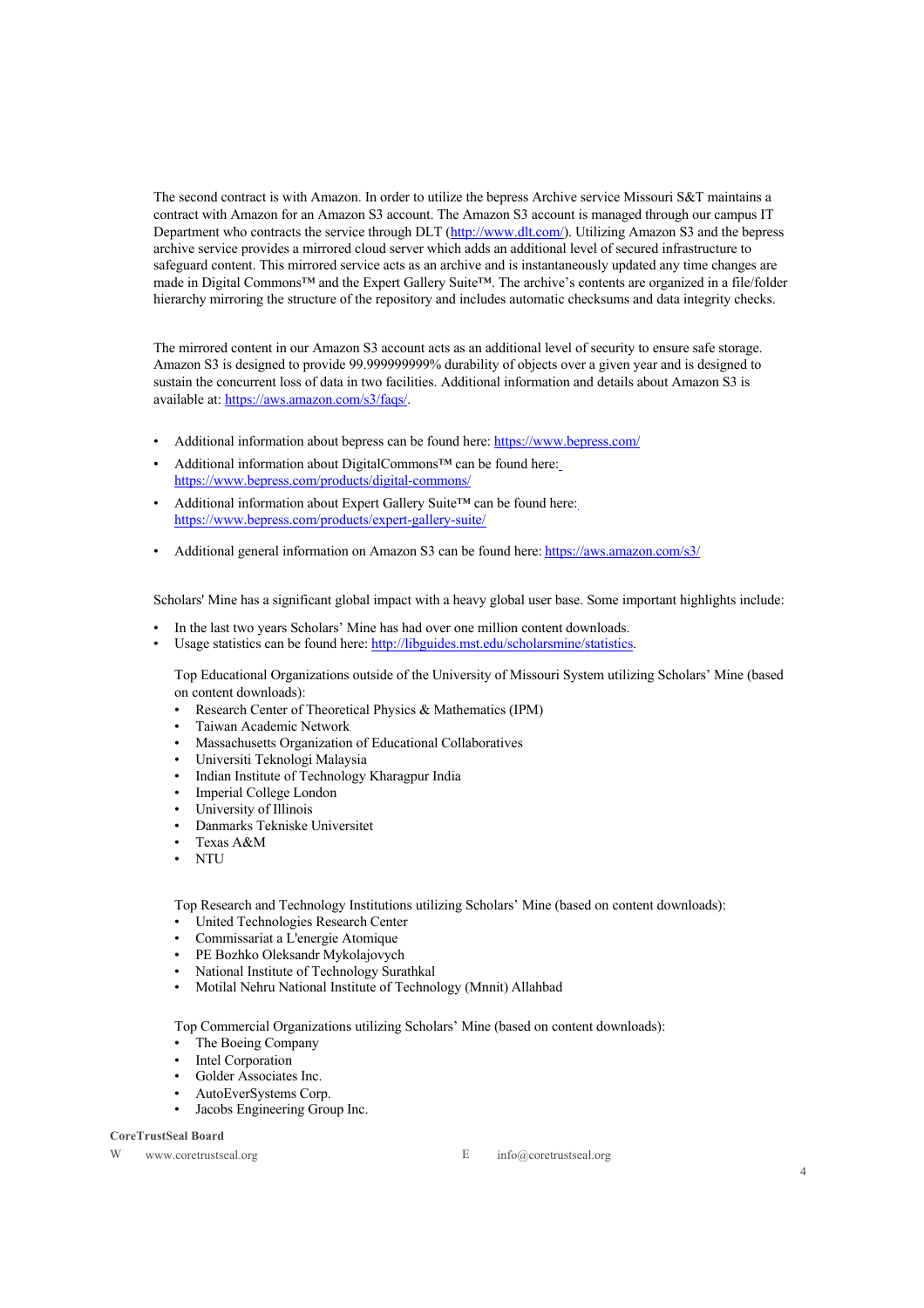The second contract is with Amazon. In order to utilize the bepress Archive service Missouri S&T maintains a contract with Amazon for an Amazon S3 account. The Amazon S3 account is managed through our campus IT Department who contracts the service through DLT (http://www.dlt.com/). Utilizing Amazon S3 and the bepress archive service provides a mirrored cloud server which adds an additional level of secured infrastructure to safeguard content. This mirrored service acts as an archive and is instantaneously updated any time changes are made in Digital Commons™ and the Expert Gallery Suite™. The archive's contents are organized in a file/folder hierarchy mirroring the structure of the repository and includes automatic checksums and data integrity checks.

The mirrored content in our Amazon S3 account acts as an additional level of security to ensure safe storage. Amazon S3 is designed to provide 99.999999999% durability of objects over a given year and is designed to sustain the concurrent loss of data in two facilities. Additional information and details about Amazon S3 is available at: https://aws.amazon.com/s3/faqs/.

- Additional information about bepress can be found here: https://www.bepress.com/
- Additional information about DigitalCommons™ can be found here: https://www.bepress.com/products/digital-commons/
- Additional information about Expert Gallery Suite™ can be found here: https://www.bepress.com/products/expert-gallery-suite/
- Additional general information on Amazon S3 can be found here: https://aws.amazon.com/s3/

Scholars' Mine has a significant global impact with a heavy global user base. Some important highlights include:

- In the last two years Scholars' Mine has had over one million content downloads.
- Usage statistics can be found here: http://libguides.mst.edu/scholarsmine/statistics.

Top Educational Organizations outside of the University of Missouri System utilizing Scholars' Mine (based on content downloads):

- Research Center of Theoretical Physics & Mathematics (IPM)
- Taiwan Academic Network
- Massachusetts Organization of Educational Collaboratives
- Universiti Teknologi Malaysia
- Indian Institute of Technology Kharagpur India
- Imperial College London
- University of Illinois
- Danmarks Tekniske Universitet
- Texas A&M
- NTU

Top Research and Technology Institutions utilizing Scholars' Mine (based on content downloads):

- United Technologies Research Center
- Commissariat a L'energie Atomique
- PE Bozhko Oleksandr Mykolajovych
- National Institute of Technology Surathkal
- Motilal Nehru National Institute of Technology (Mnnit) Allahbad

Top Commercial Organizations utilizing Scholars' Mine (based on content downloads):

- The Boeing Company
- Intel Corporation
- Golder Associates Inc.
- AutoEverSystems Corp.
- Jacobs Engineering Group Inc.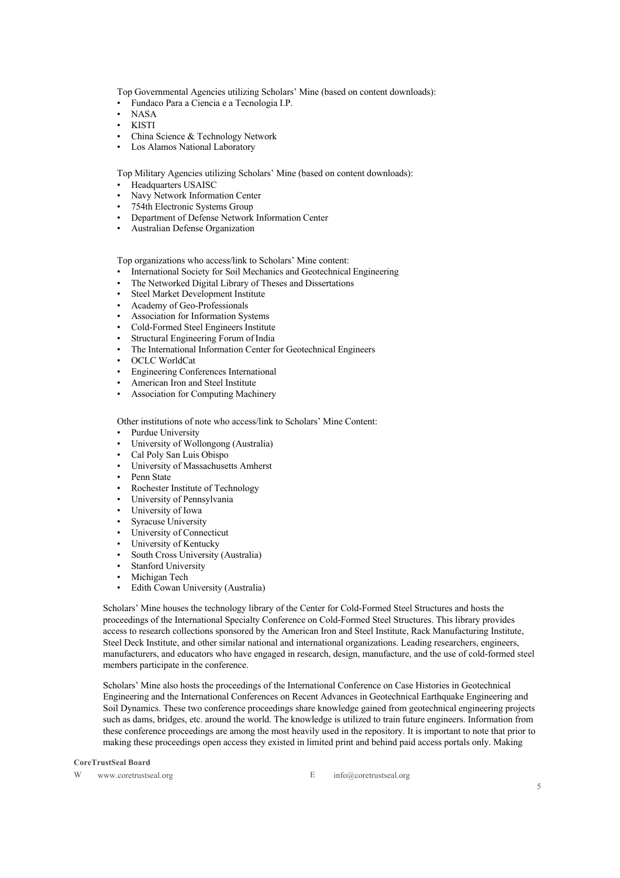Top Governmental Agencies utilizing Scholars' Mine (based on content downloads):

- Fundaco Para a Ciencia e a Tecnologia I.P.
- NASA
- KISTI
- China Science & Technology Network
- Los Alamos National Laboratory

Top Military Agencies utilizing Scholars' Mine (based on content downloads):

- Headquarters USAISC
- Navy Network Information Center
- 754th Electronic Systems Group
- Department of Defense Network Information Center
- Australian Defense Organization

Top organizations who access/link to Scholars' Mine content:

- International Society for Soil Mechanics and Geotechnical Engineering
- The Networked Digital Library of Theses and Dissertations
- Steel Market Development Institute
- Academy of Geo-Professionals
- Association for Information Systems
- Cold-Formed Steel Engineers Institute
- Structural Engineering Forum of India
- The International Information Center for Geotechnical Engineers
- OCLC WorldCat
- Engineering Conferences International
- American Iron and Steel Institute
- Association for Computing Machinery

Other institutions of note who access/link to Scholars' Mine Content:

- Purdue University
- University of Wollongong (Australia)
- Cal Poly San Luis Obispo
- University of Massachusetts Amherst
- Penn State
- Rochester Institute of Technology
- University of Pennsylvania
- University of Iowa
- Syracuse University
- University of Connecticut
- University of Kentucky
- South Cross University (Australia)
- Stanford University
- Michigan Tech
- Edith Cowan University (Australia)

Scholars' Mine houses the technology library of the Center for Cold-Formed Steel Structures and hosts the proceedings of the International Specialty Conference on Cold-Formed Steel Structures. This library provides access to research collections sponsored by the American Iron and Steel Institute, Rack Manufacturing Institute, Steel Deck Institute, and other similar national and international organizations. Leading researchers, engineers, manufacturers, and educators who have engaged in research, design, manufacture, and the use of cold-formed steel members participate in the conference.

Scholars' Mine also hosts the proceedings of the International Conference on Case Histories in Geotechnical Engineering and the International Conferences on Recent Advances in Geotechnical Earthquake Engineering and Soil Dynamics. These two conference proceedings share knowledge gained from geotechnical engineering projects such as dams, bridges, etc. around the world. The knowledge is utilized to train future engineers. Information from these conference proceedings are among the most heavily used in the repository. It is important to note that prior to making these proceedings open access they existed in limited print and behind paid access portals only. Making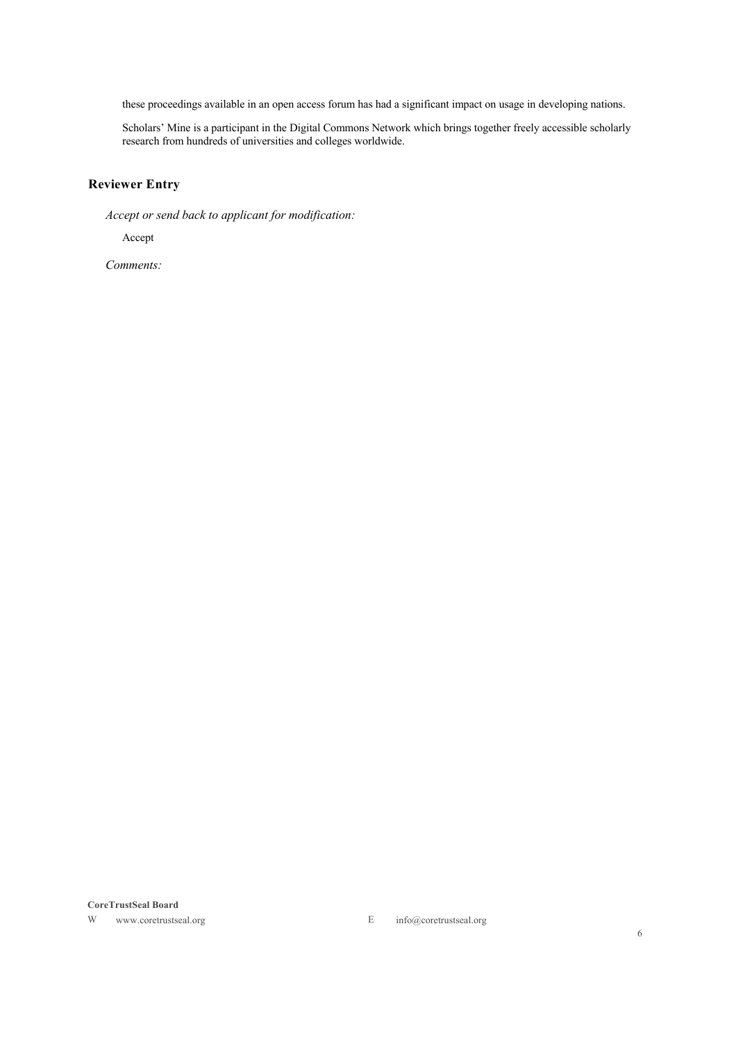these proceedings available in an open access forum has had a significant impact on usage in developing nations.

Scholars' Mine is a participant in the Digital Commons Network which brings together freely accessible scholarly research from hundreds of universities and colleges worldwide.

### Reviewer Entry

*Accept or send back to applicant for modification:*

Accept

*Comments:*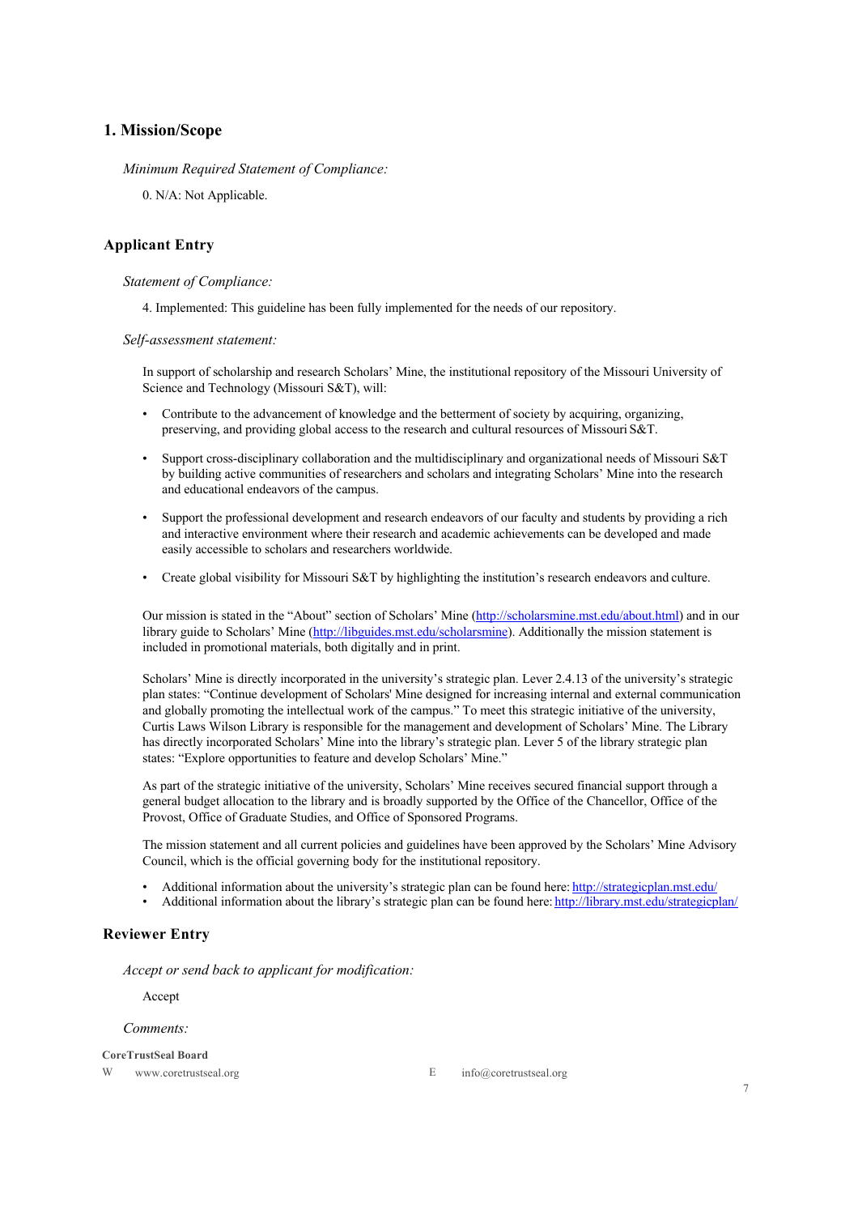## 1. Mission/Scope

*Minimum Required Statement of Compliance:*

0. N/A: Not Applicable.

### Applicant Entry

*Statement of Compliance:*

4. Implemented: This guideline has been fully implemented for the needs of our repository.

*Self-assessment statement:*

In support of scholarship and research Scholars' Mine, the institutional repository of the Missouri University of Science and Technology (Missouri S&T), will:

- Contribute to the advancement of knowledge and the betterment of society by acquiring, organizing, preserving, and providing global access to the research and cultural resources of Missouri S&T.
- Support cross-disciplinary collaboration and the multidisciplinary and organizational needs of Missouri S&T by building active communities of researchers and scholars and integrating Scholars' Mine into the research and educational endeavors of the campus.
- Support the professional development and research endeavors of our faculty and students by providing a rich and interactive environment where their research and academic achievements can be developed and made easily accessible to scholars and researchers worldwide.
- Create global visibility for Missouri S&T by highlighting the institution's research endeavors and culture.

Our mission is stated in the "About" section of Scholars' Mine (http://scholarsmine.mst.edu/about.html) and in our library guide to Scholars' Mine (http://libguides.mst.edu/scholarsmine). Additionally the mission statement is included in promotional materials, both digitally and in print.

Scholars' Mine is directly incorporated in the university's strategic plan. Lever 2.4.13 of the university's strategic plan states: "Continue development of Scholars' Mine designed for increasing internal and external communication and globally promoting the intellectual work of the campus." To meet this strategic initiative of the university, Curtis Laws Wilson Library is responsible for the management and development of Scholars' Mine. The Library has directly incorporated Scholars' Mine into the library's strategic plan. Lever 5 of the library strategic plan states: "Explore opportunities to feature and develop Scholars' Mine."

As part of the strategic initiative of the university, Scholars' Mine receives secured financial support through a general budget allocation to the library and is broadly supported by the Office of the Chancellor, Office of the Provost, Office of Graduate Studies, and Office of Sponsored Programs.

The mission statement and all current policies and guidelines have been approved by the Scholars' Mine Advisory Council, which is the official governing body for the institutional repository.

- Additional information about the university's strategic plan can be found here: http://strategicplan.mst.edu/
- Additional information about the library's strategic plan can be found here: http://library.mst.edu/strategicplan/

### Reviewer Entry

*Accept or send back to applicant for modification:*

Accept

*Comments:*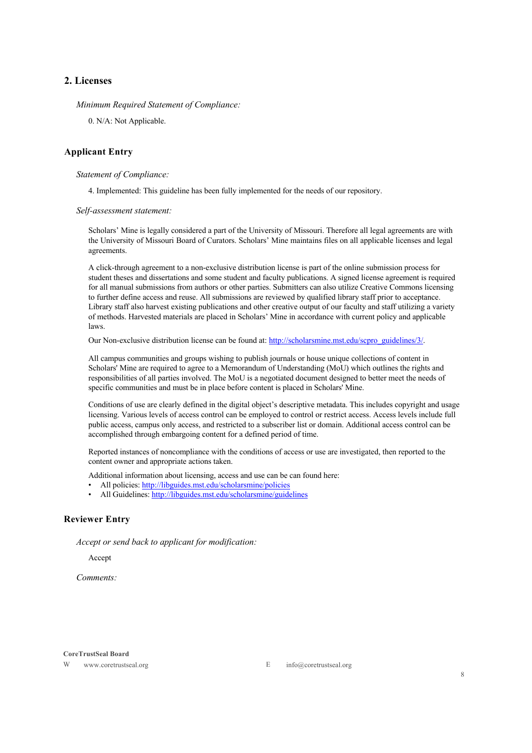## 2. Licenses

*Minimum Required Statement of Compliance:*

0. N/A: Not Applicable.

### Applicant Entry

*Statement of Compliance:*

4. Implemented: This guideline has been fully implemented for the needs of our repository.

*Self-assessment statement:*

Scholars' Mine is legally considered a part of the University of Missouri. Therefore all legal agreements are with the University of Missouri Board of Curators. Scholars' Mine maintains files on all applicable licenses and legal agreements.

A click-through agreement to a non-exclusive distribution license is part of the online submission process for student theses and dissertations and some student and faculty publications. A signed license agreement is required for all manual submissions from authors or other parties. Submitters can also utilize Creative Commons licensing to further define access and reuse. All submissions are reviewed by qualified library staff prior to acceptance. Library staff also harvest existing publications and other creative output of our faculty and staff utilizing a variety of methods. Harvested materials are placed in Scholars' Mine in accordance with current policy and applicable laws.

Our Non-exclusive distribution license can be found at: http://scholarsmine.mst.edu/scpro_guidelines/3/.

All campus communities and groups wishing to publish journals or house unique collections of content in Scholars' Mine are required to agree to a Memorandum of Understanding (MoU) which outlines the rights and responsibilities of all parties involved. The MoU is a negotiated document designed to better meet the needs of specific communities and must be in place before content is placed in Scholars' Mine.

Conditions of use are clearly defined in the digital object's descriptive metadata. This includes copyright and usage licensing. Various levels of access control can be employed to control or restrict access. Access levels include full public access, campus only access, and restricted to a subscriber list or domain. Additional access control can be accomplished through embargoing content for a defined period of time.

Reported instances of noncompliance with the conditions of access or use are investigated, then reported to the content owner and appropriate actions taken.

Additional information about licensing, access and use can be can found here:

- All policies: http://libguides.mst.edu/scholarsmine/policies
- All Guidelines: http://libguides.mst.edu/scholarsmine/guidelines

### Reviewer Entry

*Accept or send back to applicant for modification:*

Accept

*Comments:*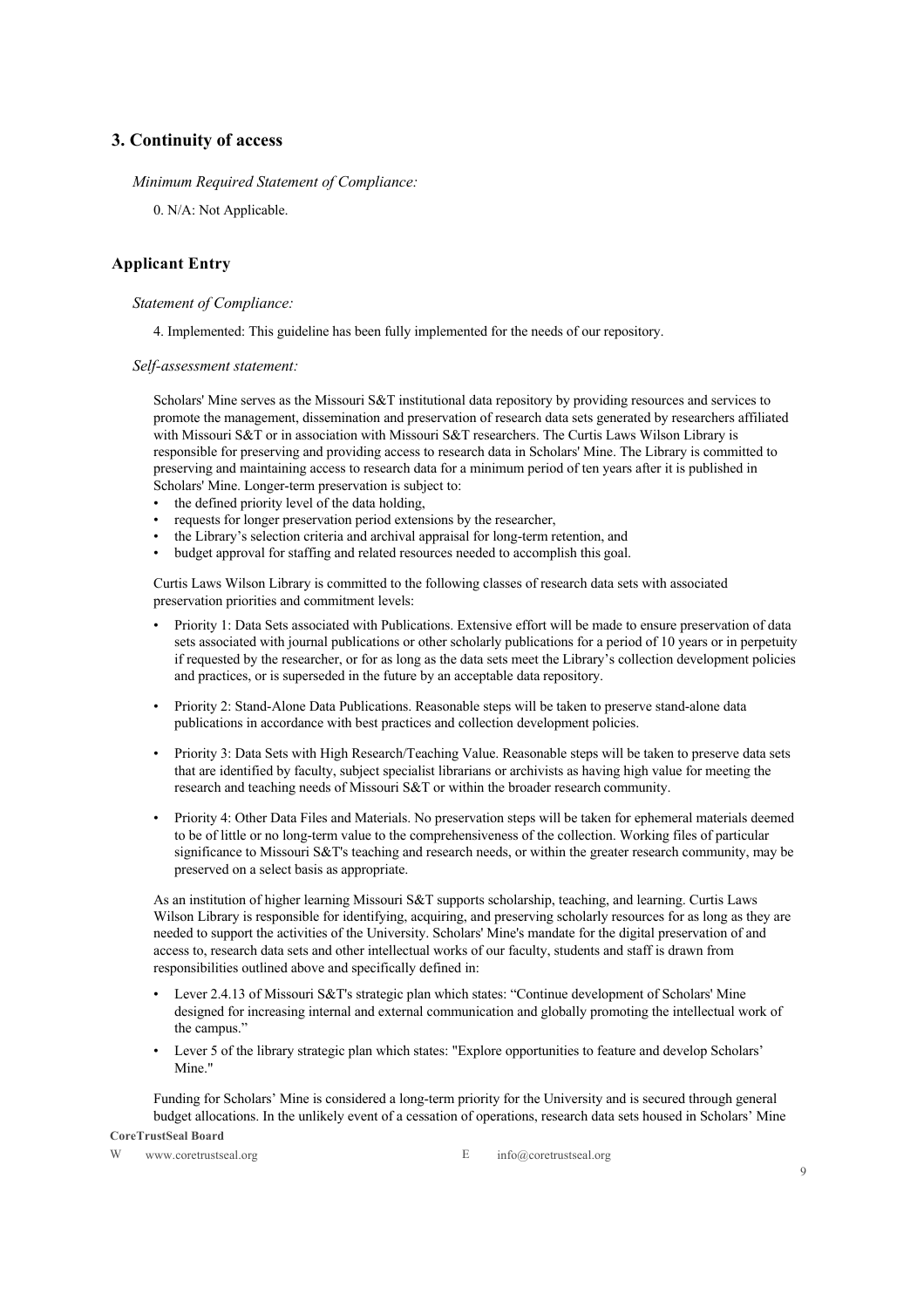## 3. Continuity of access

*Minimum Required Statement of Compliance:*

0. N/A: Not Applicable.

## Applicant Entry

*Statement of Compliance:*

4. Implemented: This guideline has been fully implemented for the needs of our repository.

*Self-assessment statement:*

Scholars' Mine serves as the Missouri S&T institutional data repository by providing resources and services to promote the management, dissemination and preservation of research data sets generated by researchers affiliated with Missouri S&T or in association with Missouri S&T researchers. The Curtis Laws Wilson Library is responsible for preserving and providing access to research data in Scholars' Mine. The Library is committed to preserving and maintaining access to research data for a minimum period of ten years after it is published in Scholars' Mine. Longer-term preservation is subject to:

- the defined priority level of the data holding,
- requests for longer preservation period extensions by the researcher,
- the Library's selection criteria and archival appraisal for long-term retention, and
- budget approval for staffing and related resources needed to accomplish this goal.

Curtis Laws Wilson Library is committed to the following classes of research data sets with associated preservation priorities and commitment levels:

- Priority 1: Data Sets associated with Publications. Extensive effort will be made to ensure preservation of data sets associated with journal publications or other scholarly publications for a period of 10 years or in perpetuity if requested by the researcher, or for as long as the data sets meet the Library's collection development policies and practices, or is superseded in the future by an acceptable data repository.

- Priority 2: Stand-Alone Data Publications. Reasonable steps will be taken to preserve stand-alone data publications in accordance with best practices and collection development policies.

- Priority 3: Data Sets with High Research/Teaching Value. Reasonable steps will be taken to preserve data sets that are identified by faculty, subject specialist librarians or archivists as having high value for meeting the research and teaching needs of Missouri S&T or within the broader research community.

- Priority 4: Other Data Files and Materials. No preservation steps will be taken for ephemeral materials deemed to be of little or no long-term value to the comprehensiveness of the collection. Working files of particular significance to Missouri S&T's teaching and research needs, or within the greater research community, may be preserved on a select basis as appropriate.

As an institution of higher learning Missouri S&T supports scholarship, teaching, and learning. Curtis Laws Wilson Library is responsible for identifying, acquiring, and preserving scholarly resources for as long as they are needed to support the activities of the University. Scholars' Mine's mandate for the digital preservation of and access to, research data sets and other intellectual works of our faculty, students and staff is drawn from responsibilities outlined above and specifically defined in:

- Lever 2.4.13 of Missouri S&T's strategic plan which states: "Continue development of Scholars' Mine designed for increasing internal and external communication and globally promoting the intellectual work of the campus."
- Lever 5 of the library strategic plan which states: "Explore opportunities to feature and develop Scholars' Mine."

Funding for Scholars' Mine is considered a long-term priority for the University and is secured through general budget allocations. In the unlikely event of a cessation of operations, research data sets housed in Scholars' Mine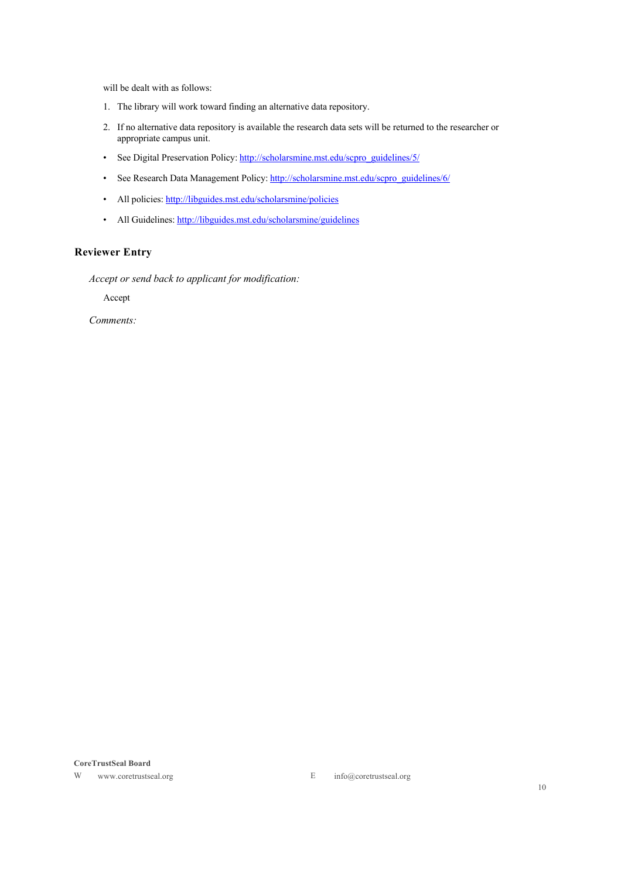will be dealt with as follows:

1. The library will work toward finding an alternative data repository.
2. If no alternative data repository is available the research data sets will be returned to the researcher or appropriate campus unit.

- See Digital Preservation Policy: http://scholarsmine.mst.edu/scpro_guidelines/5/
- See Research Data Management Policy: http://scholarsmine.mst.edu/scpro_guidelines/6/
- All policies: http://libguides.mst.edu/scholarsmine/policies
- All Guidelines: http://libguides.mst.edu/scholarsmine/guidelines

### Reviewer Entry

*Accept or send back to applicant for modification:*

Accept

*Comments:*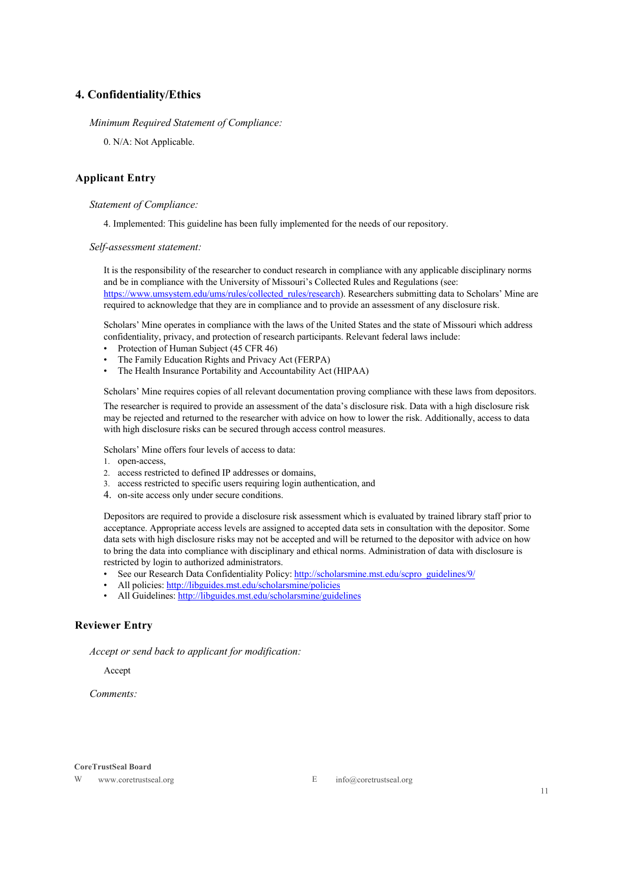## 4. Confidentiality/Ethics

*Minimum Required Statement of Compliance:*

0. N/A: Not Applicable.

### Applicant Entry

*Statement of Compliance:*

4. Implemented: This guideline has been fully implemented for the needs of our repository.

*Self-assessment statement:*

It is the responsibility of the researcher to conduct research in compliance with any applicable disciplinary norms and be in compliance with the University of Missouri's Collected Rules and Regulations (see: https://www.umsystem.edu/ums/rules/collected_rules/research). Researchers submitting data to Scholars' Mine are required to acknowledge that they are in compliance and to provide an assessment of any disclosure risk.

Scholars' Mine operates in compliance with the laws of the United States and the state of Missouri which address confidentiality, privacy, and protection of research participants. Relevant federal laws include:

- Protection of Human Subject (45 CFR 46)
- The Family Education Rights and Privacy Act (FERPA)
- The Health Insurance Portability and Accountability Act (HIPAA)

Scholars' Mine requires copies of all relevant documentation proving compliance with these laws from depositors.

The researcher is required to provide an assessment of the data's disclosure risk. Data with a high disclosure risk may be rejected and returned to the researcher with advice on how to lower the risk. Additionally, access to data with high disclosure risks can be secured through access control measures.

Scholars' Mine offers four levels of access to data:

1. open-access,
2. access restricted to defined IP addresses or domains,
3. access restricted to specific users requiring login authentication, and
4. on-site access only under secure conditions.

Depositors are required to provide a disclosure risk assessment which is evaluated by trained library staff prior to acceptance. Appropriate access levels are assigned to accepted data sets in consultation with the depositor. Some data sets with high disclosure risks may not be accepted and will be returned to the depositor with advice on how to bring the data into compliance with disciplinary and ethical norms. Administration of data with disclosure is restricted by login to authorized administrators.

- See our Research Data Confidentiality Policy: http://scholarsmine.mst.edu/scpro_guidelines/9/
- All policies: http://libguides.mst.edu/scholarsmine/policies
- All Guidelines: http://libguides.mst.edu/scholarsmine/guidelines

### Reviewer Entry

*Accept or send back to applicant for modification:*

Accept

*Comments:*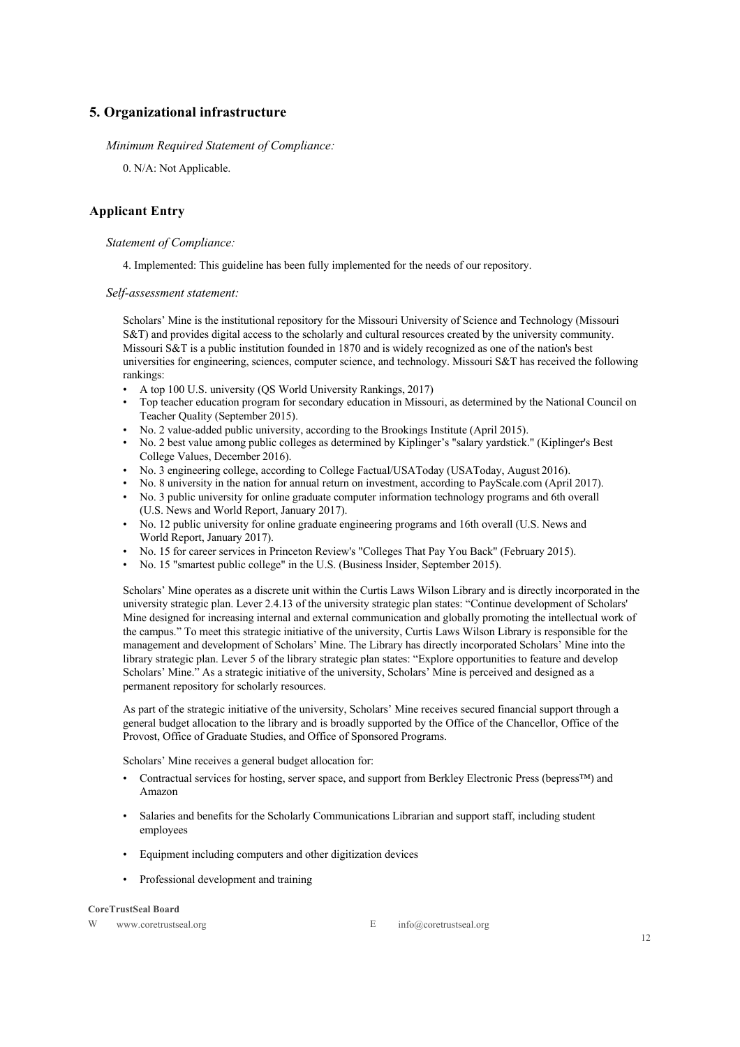## 5. Organizational infrastructure

*Minimum Required Statement of Compliance:*

0. N/A: Not Applicable.

### Applicant Entry

*Statement of Compliance:*

4. Implemented: This guideline has been fully implemented for the needs of our repository.

*Self-assessment statement:*

Scholars' Mine is the institutional repository for the Missouri University of Science and Technology (Missouri S&T) and provides digital access to the scholarly and cultural resources created by the university community. Missouri S&T is a public institution founded in 1870 and is widely recognized as one of the nation's best universities for engineering, sciences, computer science, and technology. Missouri S&T has received the following rankings:

- A top 100 U.S. university (QS World University Rankings, 2017)
- Top teacher education program for secondary education in Missouri, as determined by the National Council on Teacher Quality (September 2015).
- No. 2 value-added public university, according to the Brookings Institute (April 2015).
- No. 2 best value among public colleges as determined by Kiplinger's "salary yardstick." (Kiplinger's Best College Values, December 2016).
- No. 3 engineering college, according to College Factual/USAToday (USAToday, August 2016).
- No. 8 university in the nation for annual return on investment, according to PayScale.com (April 2017).
- No. 3 public university for online graduate computer information technology programs and 6th overall (U.S. News and World Report, January 2017).
- No. 12 public university for online graduate engineering programs and 16th overall (U.S. News and World Report, January 2017).
- No. 15 for career services in Princeton Review's "Colleges That Pay You Back" (February 2015).
- No. 15 "smartest public college" in the U.S. (Business Insider, September 2015).

Scholars' Mine operates as a discrete unit within the Curtis Laws Wilson Library and is directly incorporated in the university strategic plan. Lever 2.4.13 of the university strategic plan states: "Continue development of Scholars' Mine designed for increasing internal and external communication and globally promoting the intellectual work of the campus." To meet this strategic initiative of the university, Curtis Laws Wilson Library is responsible for the management and development of Scholars' Mine. The Library has directly incorporated Scholars' Mine into the library strategic plan. Lever 5 of the library strategic plan states: "Explore opportunities to feature and develop Scholars' Mine." As a strategic initiative of the university, Scholars' Mine is perceived and designed as a permanent repository for scholarly resources.

As part of the strategic initiative of the university, Scholars' Mine receives secured financial support through a general budget allocation to the library and is broadly supported by the Office of the Chancellor, Office of the Provost, Office of Graduate Studies, and Office of Sponsored Programs.

Scholars' Mine receives a general budget allocation for:

- Contractual services for hosting, server space, and support from Berkley Electronic Press (bepress™) and Amazon
- Salaries and benefits for the Scholarly Communications Librarian and support staff, including student employees
- Equipment including computers and other digitization devices
- Professional development and training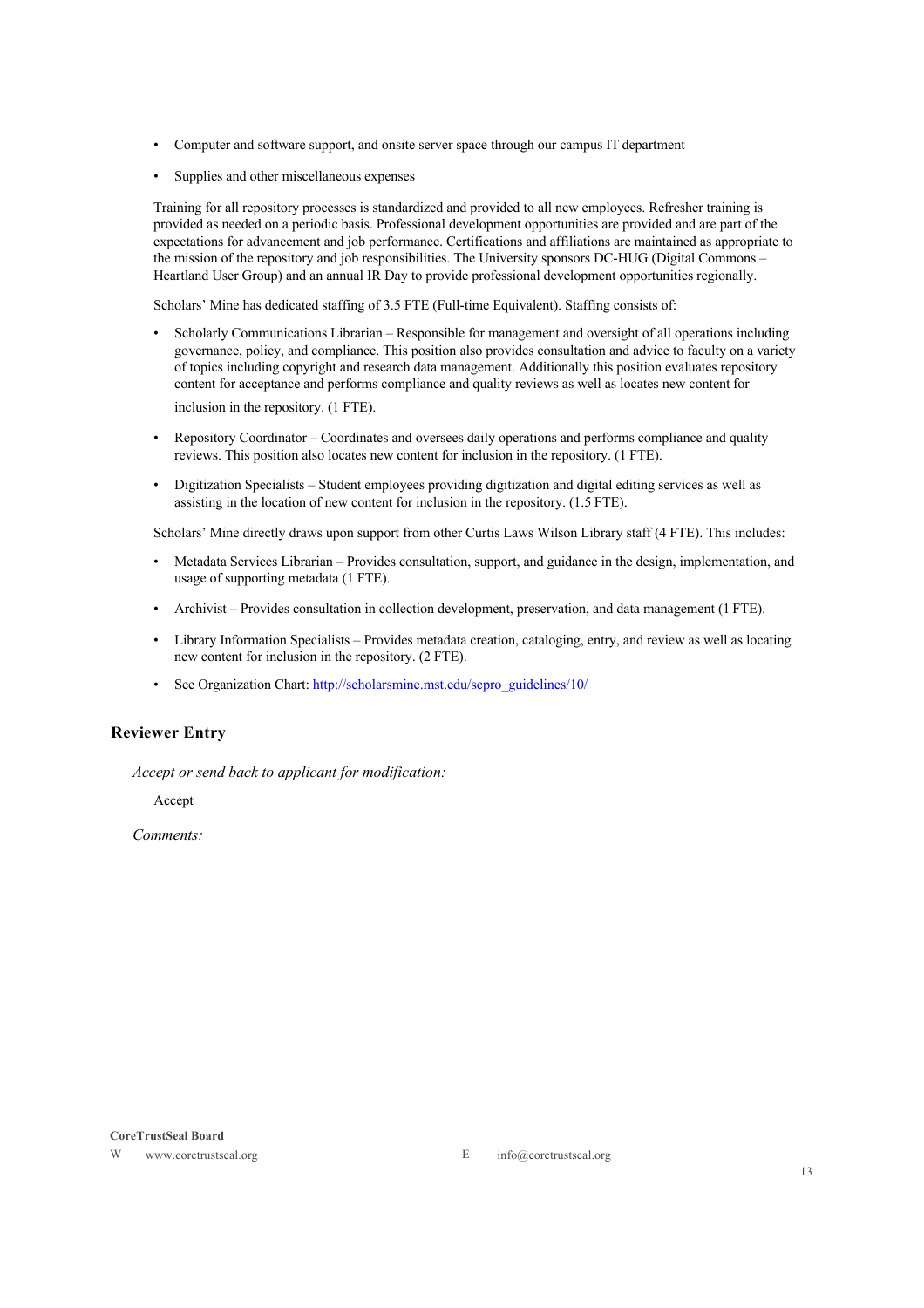- Computer and software support, and onsite server space through our campus IT department
- Supplies and other miscellaneous expenses

Training for all repository processes is standardized and provided to all new employees. Refresher training is provided as needed on a periodic basis. Professional development opportunities are provided and are part of the expectations for advancement and job performance. Certifications and affiliations are maintained as appropriate to the mission of the repository and job responsibilities. The University sponsors DC-HUG (Digital Commons – Heartland User Group) and an annual IR Day to provide professional development opportunities regionally.

Scholars' Mine has dedicated staffing of 3.5 FTE (Full-time Equivalent). Staffing consists of:

- Scholarly Communications Librarian – Responsible for management and oversight of all operations including governance, policy, and compliance. This position also provides consultation and advice to faculty on a variety of topics including copyright and research data management. Additionally this position evaluates repository content for acceptance and performs compliance and quality reviews as well as locates new content for inclusion in the repository. (1 FTE).
- Repository Coordinator – Coordinates and oversees daily operations and performs compliance and quality reviews. This position also locates new content for inclusion in the repository. (1 FTE).
- Digitization Specialists – Student employees providing digitization and digital editing services as well as assisting in the location of new content for inclusion in the repository. (1.5 FTE).

Scholars' Mine directly draws upon support from other Curtis Laws Wilson Library staff (4 FTE). This includes:

- Metadata Services Librarian – Provides consultation, support, and guidance in the design, implementation, and usage of supporting metadata (1 FTE).
- Archivist – Provides consultation in collection development, preservation, and data management (1 FTE).
- Library Information Specialists – Provides metadata creation, cataloging, entry, and review as well as locating new content for inclusion in the repository. (2 FTE).
- See Organization Chart: http://scholarsmine.mst.edu/scpro_guidelines/10/

### Reviewer Entry

*Accept or send back to applicant for modification:*

Accept

*Comments:*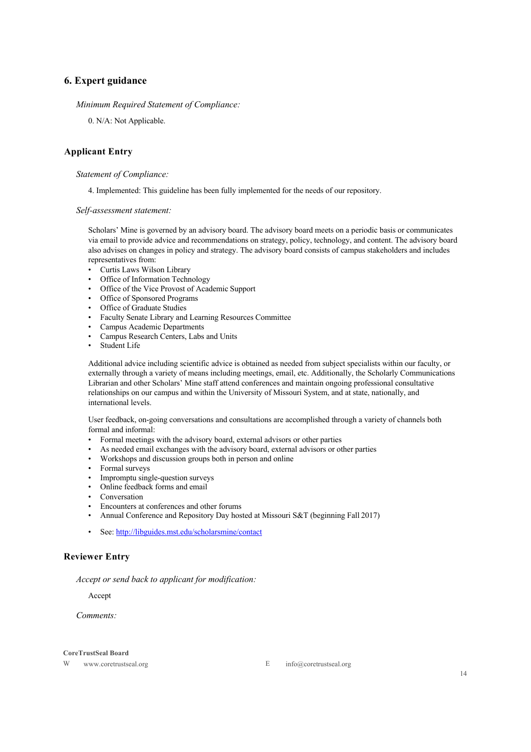## 6. Expert guidance

*Minimum Required Statement of Compliance:*

0. N/A: Not Applicable.

### Applicant Entry

*Statement of Compliance:*

4. Implemented: This guideline has been fully implemented for the needs of our repository.

*Self-assessment statement:*

Scholars' Mine is governed by an advisory board. The advisory board meets on a periodic basis or communicates via email to provide advice and recommendations on strategy, policy, technology, and content. The advisory board also advises on changes in policy and strategy. The advisory board consists of campus stakeholders and includes representatives from:

- Curtis Laws Wilson Library
- Office of Information Technology
- Office of the Vice Provost of Academic Support
- Office of Sponsored Programs
- Office of Graduate Studies
- Faculty Senate Library and Learning Resources Committee
- Campus Academic Departments
- Campus Research Centers, Labs and Units
- Student Life

Additional advice including scientific advice is obtained as needed from subject specialists within our faculty, or externally through a variety of means including meetings, email, etc. Additionally, the Scholarly Communications Librarian and other Scholars' Mine staff attend conferences and maintain ongoing professional consultative relationships on our campus and within the University of Missouri System, and at state, nationally, and international levels.

User feedback, on-going conversations and consultations are accomplished through a variety of channels both formal and informal:

- Formal meetings with the advisory board, external advisors or other parties
- As needed email exchanges with the advisory board, external advisors or other parties
- Workshops and discussion groups both in person and online
- Formal surveys
- Impromptu single-question surveys
- Online feedback forms and email
- Conversation
- Encounters at conferences and other forums
- Annual Conference and Repository Day hosted at Missouri S&T (beginning Fall 2017)

- See: [http://libguides.mst.edu/scholarsmine/contact](http://libguides.mst.edu/scholarsmine/contact)

### Reviewer Entry

*Accept or send back to applicant for modification:*

Accept

*Comments:*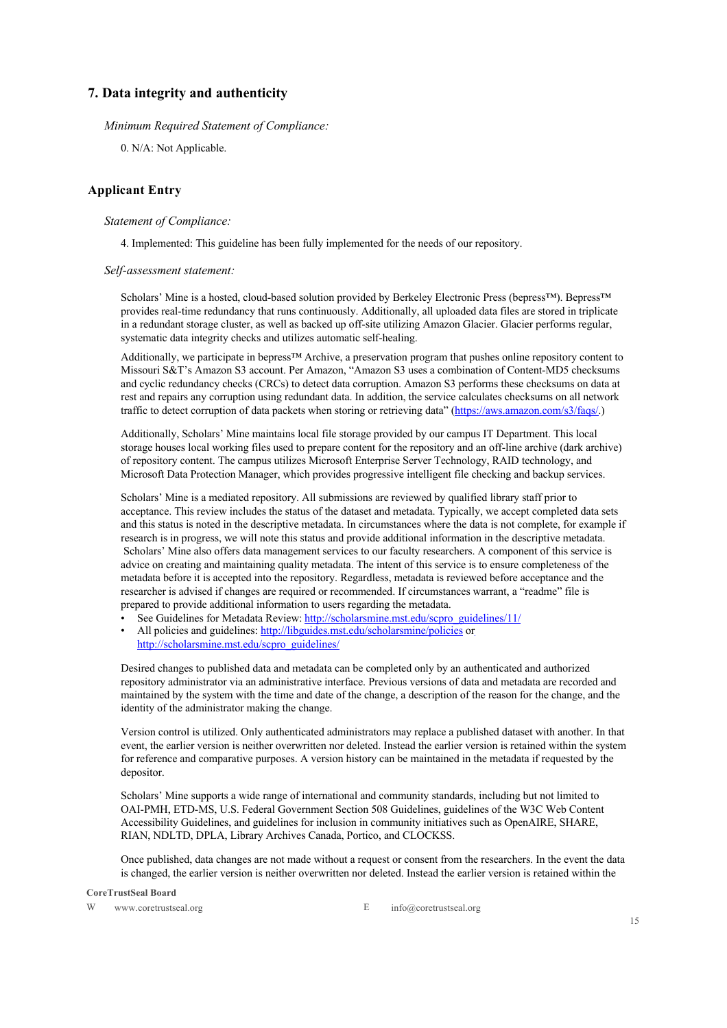## 7. Data integrity and authenticity

*Minimum Required Statement of Compliance:*

0. N/A: Not Applicable.

## Applicant Entry

*Statement of Compliance:*

4. Implemented: This guideline has been fully implemented for the needs of our repository.

*Self-assessment statement:*

Scholars' Mine is a hosted, cloud-based solution provided by Berkeley Electronic Press (bepress™). Bepress™ provides real-time redundancy that runs continuously. Additionally, all uploaded data files are stored in triplicate in a redundant storage cluster, as well as backed up off-site utilizing Amazon Glacier. Glacier performs regular, systematic data integrity checks and utilizes automatic self-healing.

Additionally, we participate in bepress™ Archive, a preservation program that pushes online repository content to Missouri S&T's Amazon S3 account. Per Amazon, "Amazon S3 uses a combination of Content-MD5 checksums and cyclic redundancy checks (CRCs) to detect data corruption. Amazon S3 performs these checksums on data at rest and repairs any corruption using redundant data. In addition, the service calculates checksums on all network traffic to detect corruption of data packets when storing or retrieving data" (https://aws.amazon.com/s3/faqs/.)

Additionally, Scholars' Mine maintains local file storage provided by our campus IT Department. This local storage houses local working files used to prepare content for the repository and an off-line archive (dark archive) of repository content. The campus utilizes Microsoft Enterprise Server Technology, RAID technology, and Microsoft Data Protection Manager, which provides progressive intelligent file checking and backup services.

Scholars' Mine is a mediated repository. All submissions are reviewed by qualified library staff prior to acceptance. This review includes the status of the dataset and metadata. Typically, we accept completed data sets and this status is noted in the descriptive metadata. In circumstances where the data is not complete, for example if research is in progress, we will note this status and provide additional information in the descriptive metadata. Scholars' Mine also offers data management services to our faculty researchers. A component of this service is advice on creating and maintaining quality metadata. The intent of this service is to ensure completeness of the metadata before it is accepted into the repository. Regardless, metadata is reviewed before acceptance and the researcher is advised if changes are required or recommended. If circumstances warrant, a "readme" file is prepared to provide additional information to users regarding the metadata.

- See Guidelines for Metadata Review: http://scholarsmine.mst.edu/scpro_guidelines/11/
- All policies and guidelines: http://libguides.mst.edu/scholarsmine/policies or http://scholarsmine.mst.edu/scpro_guidelines/

Desired changes to published data and metadata can be completed only by an authenticated and authorized repository administrator via an administrative interface. Previous versions of data and metadata are recorded and maintained by the system with the time and date of the change, a description of the reason for the change, and the identity of the administrator making the change.

Version control is utilized. Only authenticated administrators may replace a published dataset with another. In that event, the earlier version is neither overwritten nor deleted. Instead the earlier version is retained within the system for reference and comparative purposes. A version history can be maintained in the metadata if requested by the depositor.

Scholars' Mine supports a wide range of international and community standards, including but not limited to OAI-PMH, ETD-MS, U.S. Federal Government Section 508 Guidelines, guidelines of the W3C Web Content Accessibility Guidelines, and guidelines for inclusion in community initiatives such as OpenAIRE, SHARE, RIAN, NDLTD, DPLA, Library Archives Canada, Portico, and CLOCKSS.

Once published, data changes are not made without a request or consent from the researchers. In the event the data is changed, the earlier version is neither overwritten nor deleted. Instead the earlier version is retained within the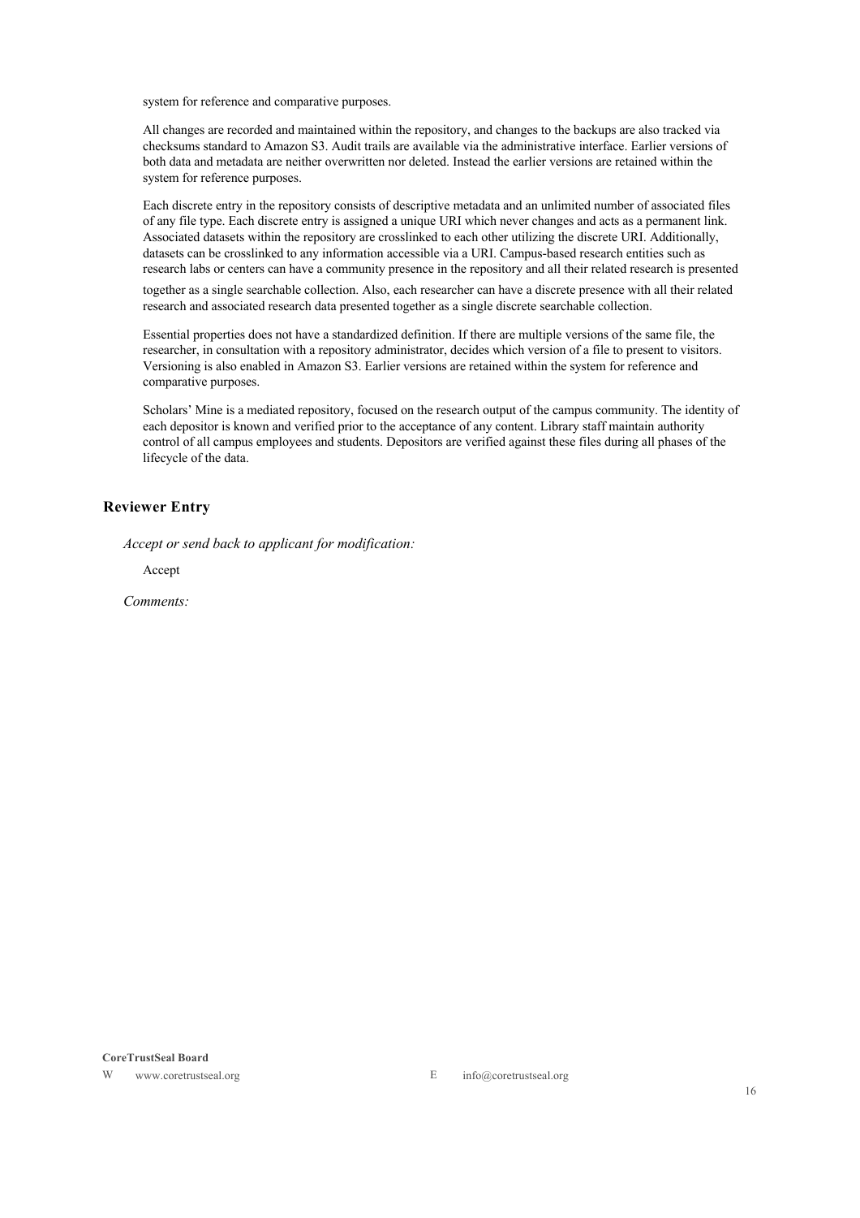system for reference and comparative purposes.

All changes are recorded and maintained within the repository, and changes to the backups are also tracked via checksums standard to Amazon S3. Audit trails are available via the administrative interface. Earlier versions of both data and metadata are neither overwritten nor deleted. Instead the earlier versions are retained within the system for reference purposes.

Each discrete entry in the repository consists of descriptive metadata and an unlimited number of associated files of any file type. Each discrete entry is assigned a unique URI which never changes and acts as a permanent link. Associated datasets within the repository are crosslinked to each other utilizing the discrete URI. Additionally, datasets can be crosslinked to any information accessible via a URI. Campus-based research entities such as research labs or centers can have a community presence in the repository and all their related research is presented together as a single searchable collection. Also, each researcher can have a discrete presence with all their related research and associated research data presented together as a single discrete searchable collection.

Essential properties does not have a standardized definition. If there are multiple versions of the same file, the researcher, in consultation with a repository administrator, decides which version of a file to present to visitors. Versioning is also enabled in Amazon S3. Earlier versions are retained within the system for reference and comparative purposes.

Scholars' Mine is a mediated repository, focused on the research output of the campus community. The identity of each depositor is known and verified prior to the acceptance of any content. Library staff maintain authority control of all campus employees and students. Depositors are verified against these files during all phases of the lifecycle of the data.

## Reviewer Entry

*Accept or send back to applicant for modification:*

Accept

*Comments:*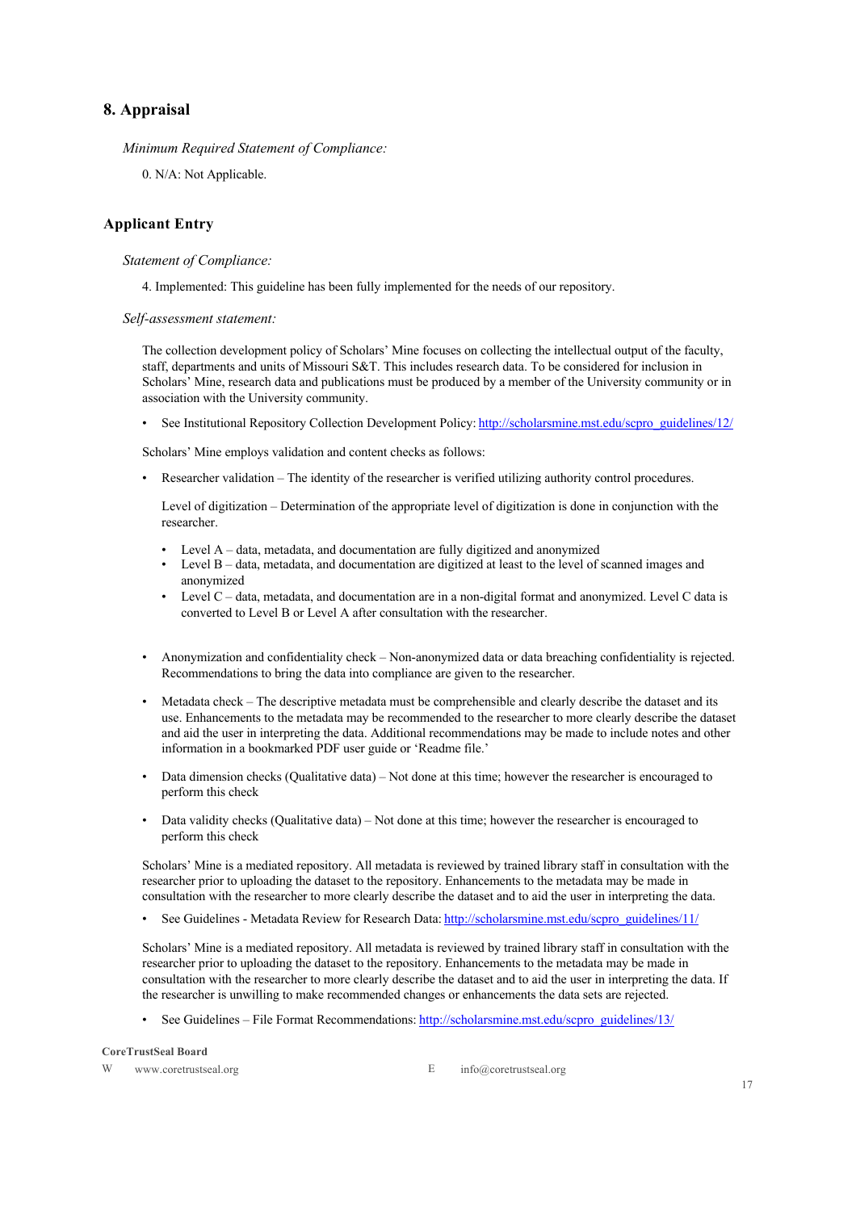## 8. Appraisal

*Minimum Required Statement of Compliance:*

0. N/A: Not Applicable.

### Applicant Entry

*Statement of Compliance:*

4. Implemented: This guideline has been fully implemented for the needs of our repository.

*Self-assessment statement:*

The collection development policy of Scholars' Mine focuses on collecting the intellectual output of the faculty, staff, departments and units of Missouri S&T. This includes research data. To be considered for inclusion in Scholars' Mine, research data and publications must be produced by a member of the University community or in association with the University community.

- See Institutional Repository Collection Development Policy: http://scholarsmine.mst.edu/scpro_guidelines/12/

Scholars' Mine employs validation and content checks as follows:

- Researcher validation – The identity of the researcher is verified utilizing authority control procedures.

  Level of digitization – Determination of the appropriate level of digitization is done in conjunction with the researcher.

  - Level A – data, metadata, and documentation are fully digitized and anonymized
  - Level B – data, metadata, and documentation are digitized at least to the level of scanned images and anonymized
  - Level C – data, metadata, and documentation are in a non-digital format and anonymized. Level C data is converted to Level B or Level A after consultation with the researcher.

- Anonymization and confidentiality check – Non-anonymized data or data breaching confidentiality is rejected. Recommendations to bring the data into compliance are given to the researcher.
- Metadata check – The descriptive metadata must be comprehensible and clearly describe the dataset and its use. Enhancements to the metadata may be recommended to the researcher to more clearly describe the dataset and aid the user in interpreting the data. Additional recommendations may be made to include notes and other information in a bookmarked PDF user guide or 'Readme file.'
- Data dimension checks (Qualitative data) – Not done at this time; however the researcher is encouraged to perform this check
- Data validity checks (Qualitative data) – Not done at this time; however the researcher is encouraged to perform this check

Scholars' Mine is a mediated repository. All metadata is reviewed by trained library staff in consultation with the researcher prior to uploading the dataset to the repository. Enhancements to the metadata may be made in consultation with the researcher to more clearly describe the dataset and to aid the user in interpreting the data.

- See Guidelines - Metadata Review for Research Data: http://scholarsmine.mst.edu/scpro_guidelines/11/

Scholars' Mine is a mediated repository. All metadata is reviewed by trained library staff in consultation with the researcher prior to uploading the dataset to the repository. Enhancements to the metadata may be made in consultation with the researcher to more clearly describe the dataset and to aid the user in interpreting the data. If the researcher is unwilling to make recommended changes or enhancements the data sets are rejected.

- See Guidelines – File Format Recommendations: http://scholarsmine.mst.edu/scpro_guidelines/13/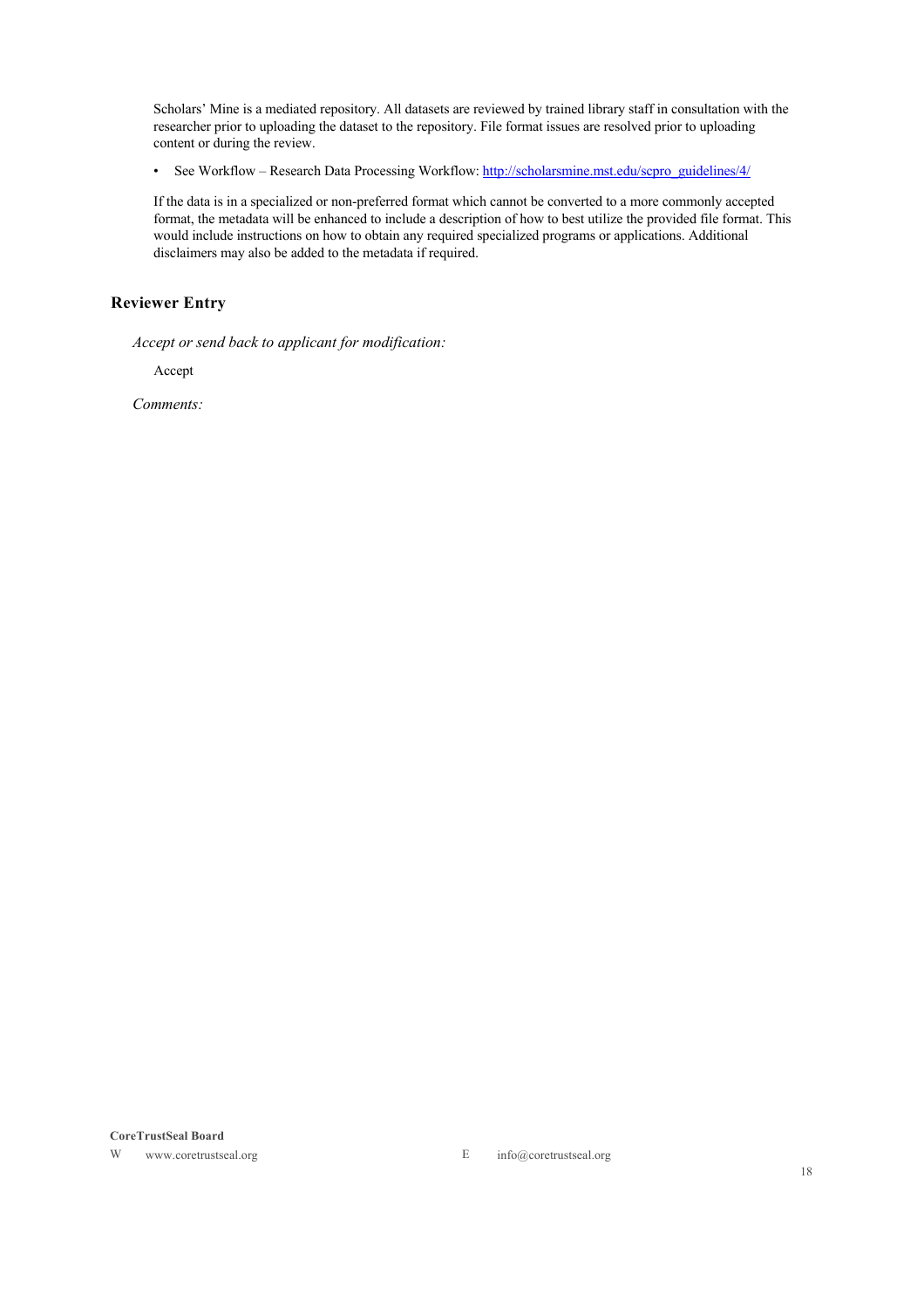Scholars' Mine is a mediated repository. All datasets are reviewed by trained library staff in consultation with the researcher prior to uploading the dataset to the repository. File format issues are resolved prior to uploading content or during the review.

- See Workflow – Research Data Processing Workflow: http://scholarsmine.mst.edu/scpro_guidelines/4/

If the data is in a specialized or non-preferred format which cannot be converted to a more commonly accepted format, the metadata will be enhanced to include a description of how to best utilize the provided file format. This would include instructions on how to obtain any required specialized programs or applications. Additional disclaimers may also be added to the metadata if required.

## Reviewer Entry

*Accept or send back to applicant for modification:*

Accept

*Comments:*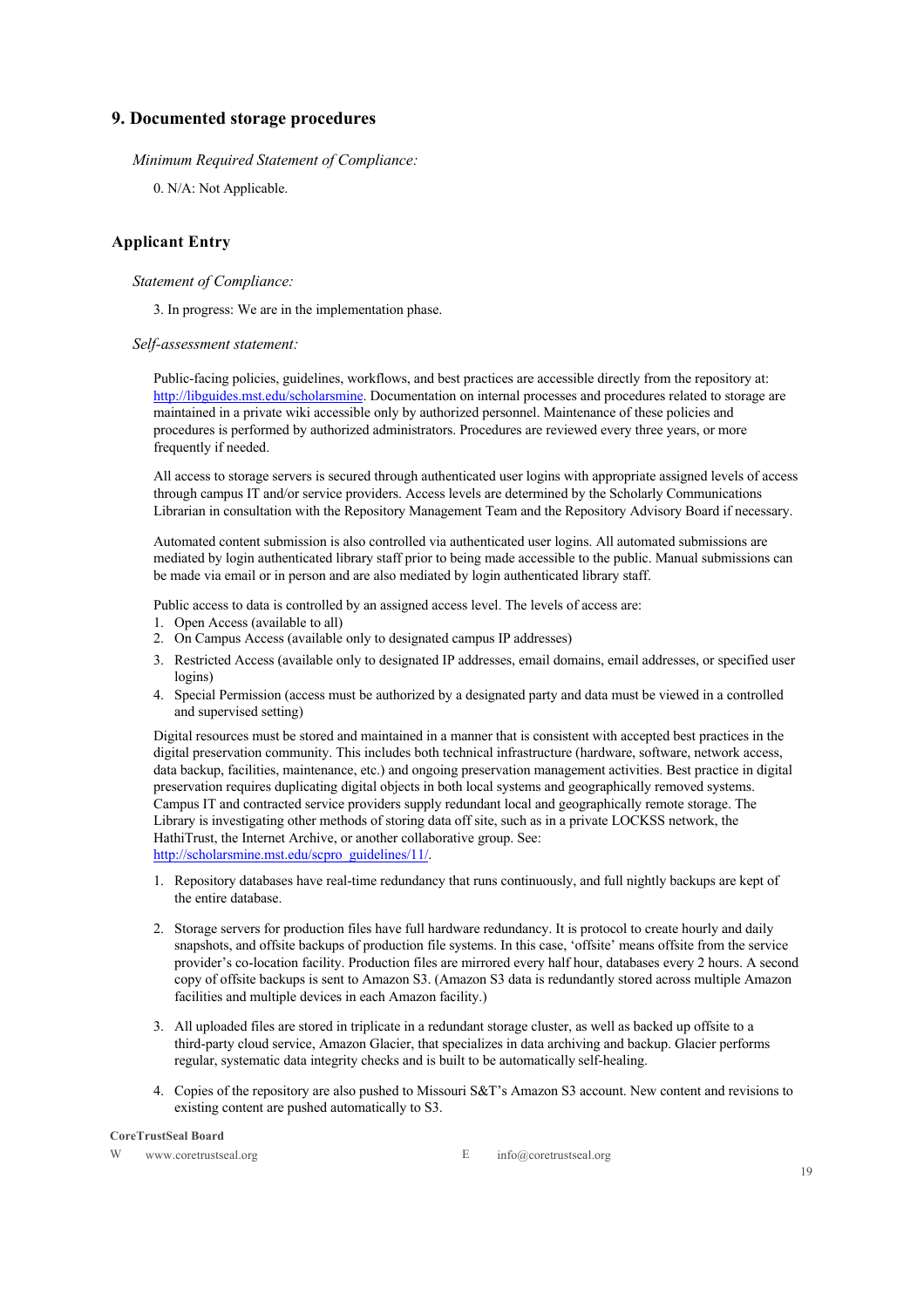## 9. Documented storage procedures

*Minimum Required Statement of Compliance:*

0. N/A: Not Applicable.

## Applicant Entry

*Statement of Compliance:*

3. In progress: We are in the implementation phase.

*Self-assessment statement:*

Public-facing policies, guidelines, workflows, and best practices are accessible directly from the repository at: http://libguides.mst.edu/scholarsmine. Documentation on internal processes and procedures related to storage are maintained in a private wiki accessible only by authorized personnel. Maintenance of these policies and procedures is performed by authorized administrators. Procedures are reviewed every three years, or more frequently if needed.

All access to storage servers is secured through authenticated user logins with appropriate assigned levels of access through campus IT and/or service providers. Access levels are determined by the Scholarly Communications Librarian in consultation with the Repository Management Team and the Repository Advisory Board if necessary.

Automated content submission is also controlled via authenticated user logins. All automated submissions are mediated by login authenticated library staff prior to being made accessible to the public. Manual submissions can be made via email or in person and are also mediated by login authenticated library staff.

Public access to data is controlled by an assigned access level. The levels of access are:

1. Open Access (available to all)
2. On Campus Access (available only to designated campus IP addresses)
3. Restricted Access (available only to designated IP addresses, email domains, email addresses, or specified user logins)
4. Special Permission (access must be authorized by a designated party and data must be viewed in a controlled and supervised setting)

Digital resources must be stored and maintained in a manner that is consistent with accepted best practices in the digital preservation community. This includes both technical infrastructure (hardware, software, network access, data backup, facilities, maintenance, etc.) and ongoing preservation management activities. Best practice in digital preservation requires duplicating digital objects in both local systems and geographically removed systems. Campus IT and contracted service providers supply redundant local and geographically remote storage. The Library is investigating other methods of storing data off site, such as in a private LOCKSS network, the HathiTrust, the Internet Archive, or another collaborative group. See: http://scholarsmine.mst.edu/scpro_guidelines/11/.

1. Repository databases have real-time redundancy that runs continuously, and full nightly backups are kept of the entire database.

2. Storage servers for production files have full hardware redundancy. It is protocol to create hourly and daily snapshots, and offsite backups of production file systems. In this case, 'offsite' means offsite from the service provider's co-location facility. Production files are mirrored every half hour, databases every 2 hours. A second copy of offsite backups is sent to Amazon S3. (Amazon S3 data is redundantly stored across multiple Amazon facilities and multiple devices in each Amazon facility.)

3. All uploaded files are stored in triplicate in a redundant storage cluster, as well as backed up offsite to a third-party cloud service, Amazon Glacier, that specializes in data archiving and backup. Glacier performs regular, systematic data integrity checks and is built to be automatically self-healing.

4. Copies of the repository are also pushed to Missouri S&T's Amazon S3 account. New content and revisions to existing content are pushed automatically to S3.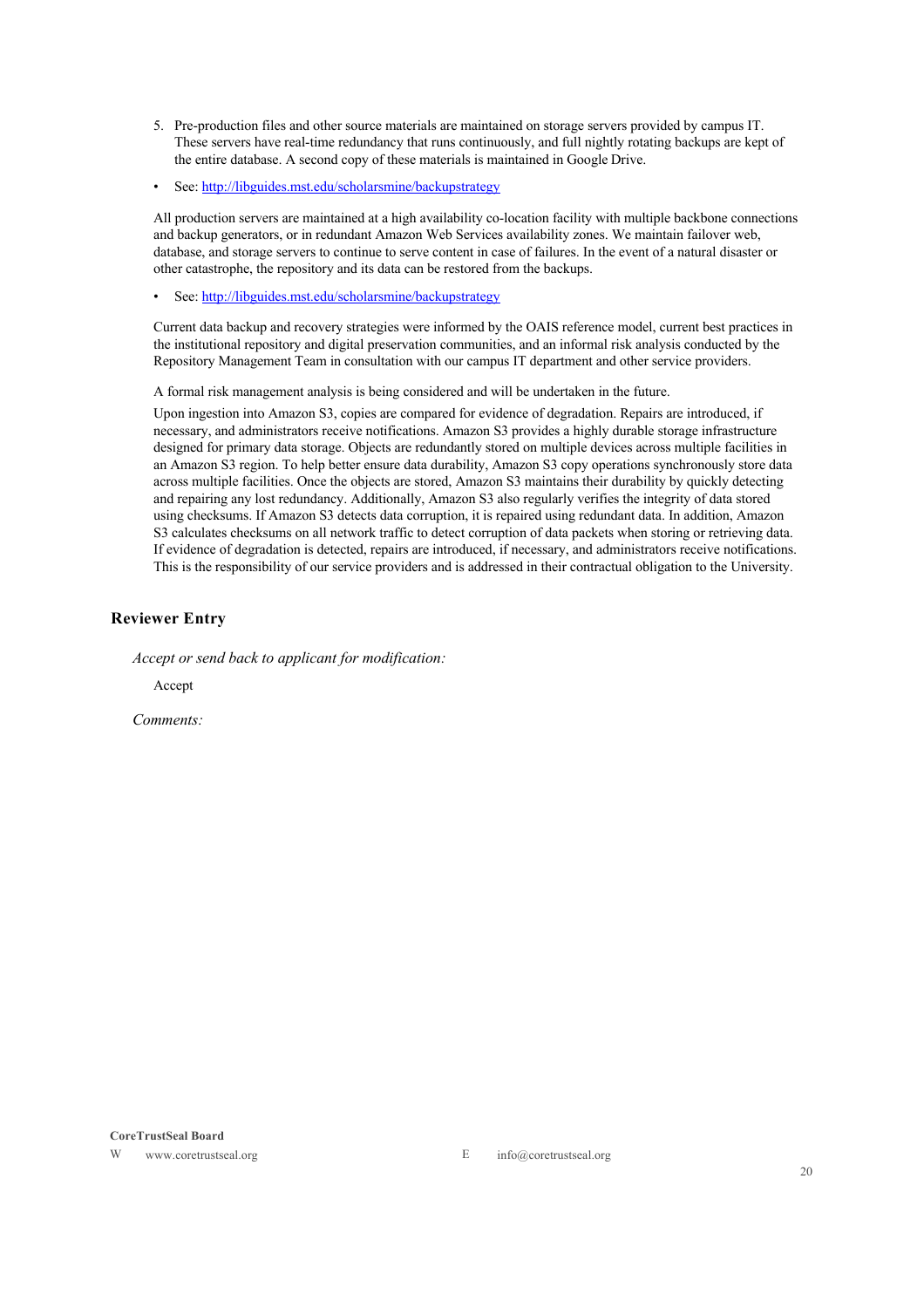5. Pre-production files and other source materials are maintained on storage servers provided by campus IT. These servers have real-time redundancy that runs continuously, and full nightly rotating backups are kept of the entire database. A second copy of these materials is maintained in Google Drive.

- See: [http://libguides.mst.edu/scholarsmine/backupstrategy](http://libguides.mst.edu/scholarsmine/backupstrategy)

All production servers are maintained at a high availability co-location facility with multiple backbone connections and backup generators, or in redundant Amazon Web Services availability zones. We maintain failover web, database, and storage servers to continue to serve content in case of failures. In the event of a natural disaster or other catastrophe, the repository and its data can be restored from the backups.

- See: [http://libguides.mst.edu/scholarsmine/backupstrategy](http://libguides.mst.edu/scholarsmine/backupstrategy)

Current data backup and recovery strategies were informed by the OAIS reference model, current best practices in the institutional repository and digital preservation communities, and an informal risk analysis conducted by the Repository Management Team in consultation with our campus IT department and other service providers.

A formal risk management analysis is being considered and will be undertaken in the future.

Upon ingestion into Amazon S3, copies are compared for evidence of degradation. Repairs are introduced, if necessary, and administrators receive notifications. Amazon S3 provides a highly durable storage infrastructure designed for primary data storage. Objects are redundantly stored on multiple devices across multiple facilities in an Amazon S3 region. To help better ensure data durability, Amazon S3 copy operations synchronously store data across multiple facilities. Once the objects are stored, Amazon S3 maintains their durability by quickly detecting and repairing any lost redundancy. Additionally, Amazon S3 also regularly verifies the integrity of data stored using checksums. If Amazon S3 detects data corruption, it is repaired using redundant data. In addition, Amazon S3 calculates checksums on all network traffic to detect corruption of data packets when storing or retrieving data. If evidence of degradation is detected, repairs are introduced, if necessary, and administrators receive notifications. This is the responsibility of our service providers and is addressed in their contractual obligation to the University.

### Reviewer Entry

*Accept or send back to applicant for modification:*

Accept

*Comments:*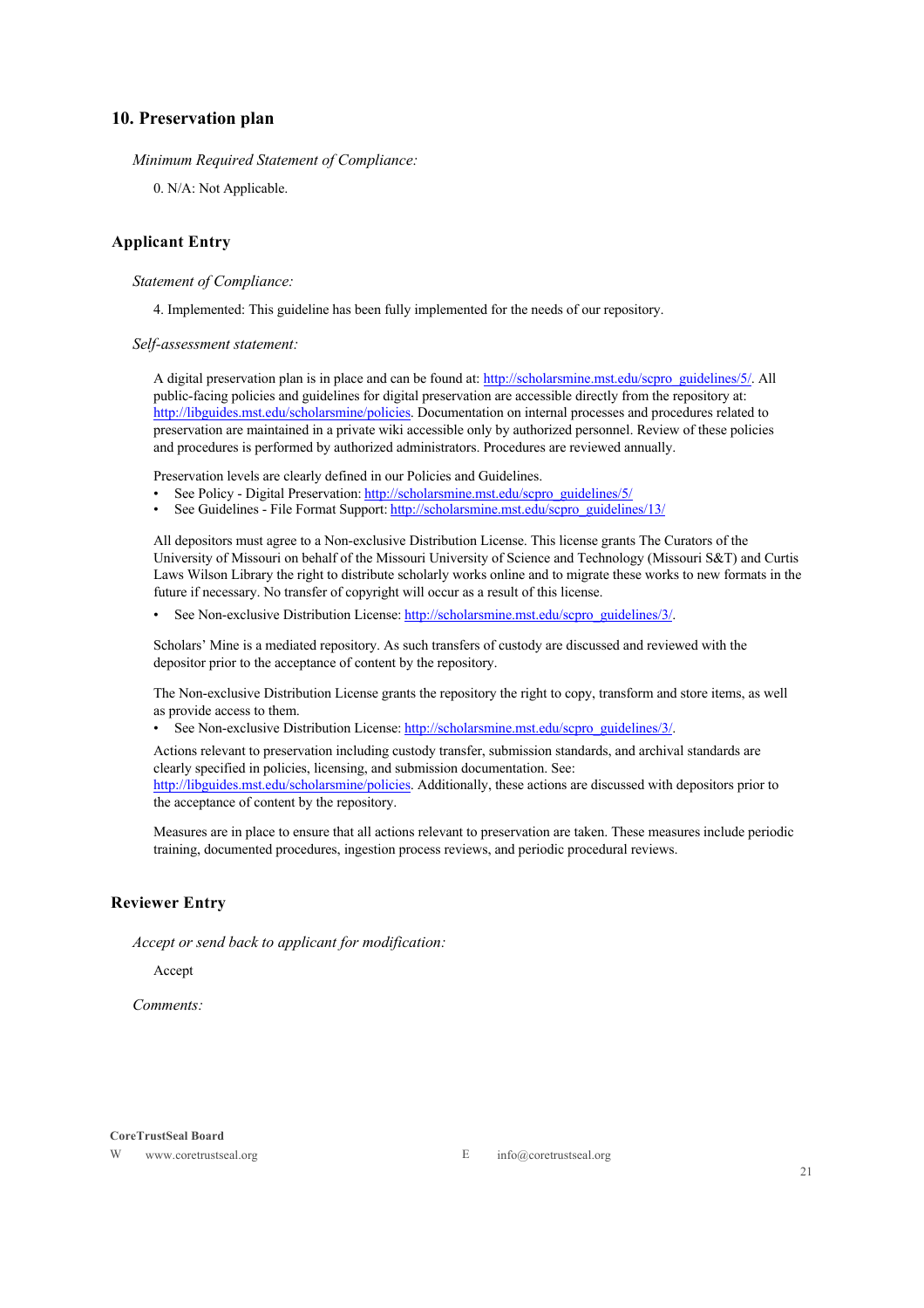## 10. Preservation plan

*Minimum Required Statement of Compliance:*

0. N/A: Not Applicable.

## Applicant Entry

*Statement of Compliance:*

4. Implemented: This guideline has been fully implemented for the needs of our repository.

*Self-assessment statement:*

A digital preservation plan is in place and can be found at: http://scholarsmine.mst.edu/scpro_guidelines/5/. All public-facing policies and guidelines for digital preservation are accessible directly from the repository at: http://libguides.mst.edu/scholarsmine/policies. Documentation on internal processes and procedures related to preservation are maintained in a private wiki accessible only by authorized personnel. Review of these policies and procedures is performed by authorized administrators. Procedures are reviewed annually.

Preservation levels are clearly defined in our Policies and Guidelines.

- See Policy - Digital Preservation: http://scholarsmine.mst.edu/scpro_guidelines/5/
- See Guidelines - File Format Support: http://scholarsmine.mst.edu/scpro_guidelines/13/

All depositors must agree to a Non-exclusive Distribution License. This license grants The Curators of the University of Missouri on behalf of the Missouri University of Science and Technology (Missouri S&T) and Curtis Laws Wilson Library the right to distribute scholarly works online and to migrate these works to new formats in the future if necessary. No transfer of copyright will occur as a result of this license.

- See Non-exclusive Distribution License: http://scholarsmine.mst.edu/scpro_guidelines/3/.

Scholars' Mine is a mediated repository. As such transfers of custody are discussed and reviewed with the depositor prior to the acceptance of content by the repository.

The Non-exclusive Distribution License grants the repository the right to copy, transform and store items, as well as provide access to them.

- See Non-exclusive Distribution License: http://scholarsmine.mst.edu/scpro_guidelines/3/.

Actions relevant to preservation including custody transfer, submission standards, and archival standards are clearly specified in policies, licensing, and submission documentation. See: http://libguides.mst.edu/scholarsmine/policies. Additionally, these actions are discussed with depositors prior to the acceptance of content by the repository.

Measures are in place to ensure that all actions relevant to preservation are taken. These measures include periodic training, documented procedures, ingestion process reviews, and periodic procedural reviews.

## Reviewer Entry

*Accept or send back to applicant for modification:*

Accept

*Comments:*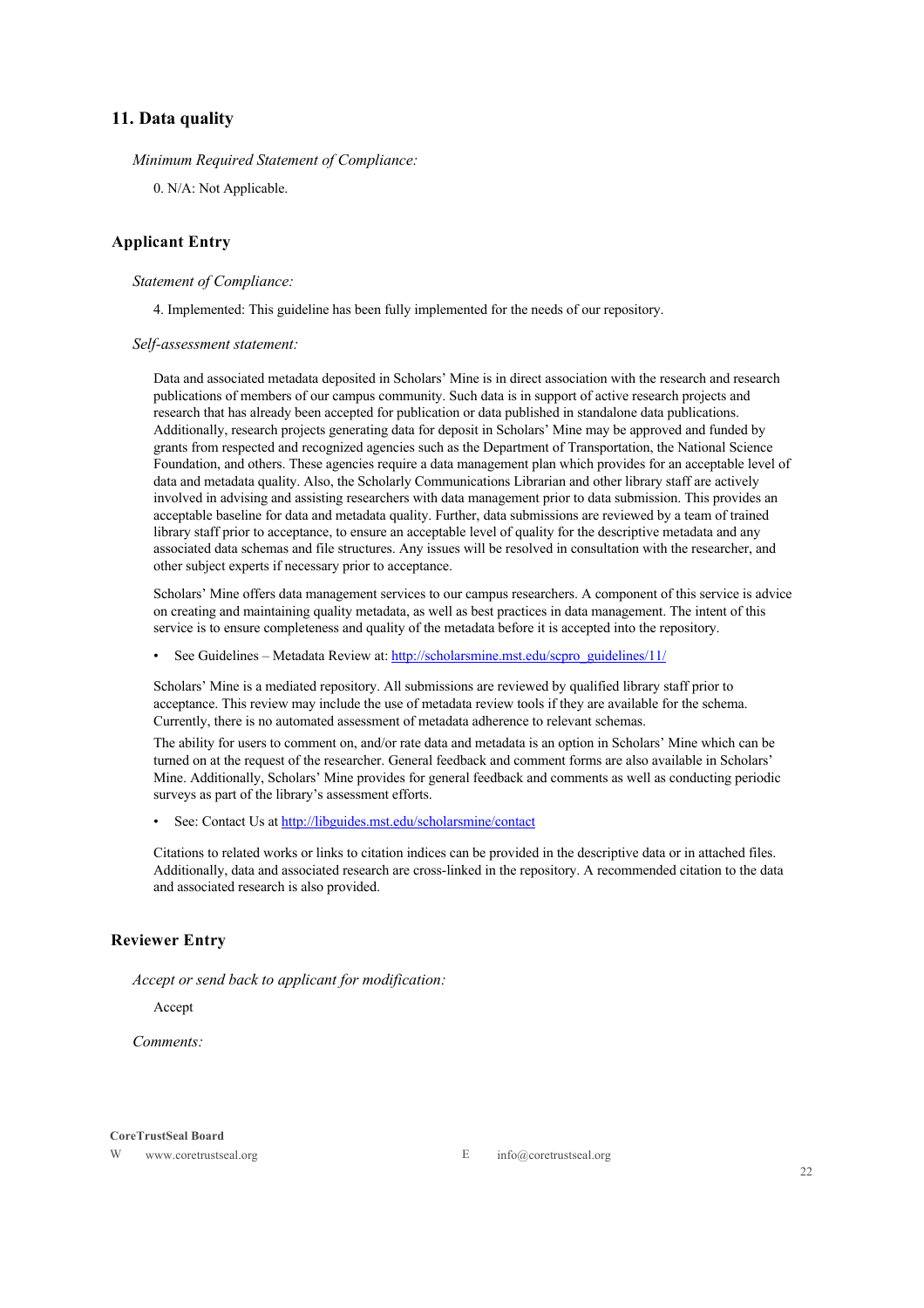## 11. Data quality

*Minimum Required Statement of Compliance:*

0. N/A: Not Applicable.

### Applicant Entry

*Statement of Compliance:*

4. Implemented: This guideline has been fully implemented for the needs of our repository.

*Self-assessment statement:*

Data and associated metadata deposited in Scholars' Mine is in direct association with the research and research publications of members of our campus community. Such data is in support of active research projects and research that has already been accepted for publication or data published in standalone data publications. Additionally, research projects generating data for deposit in Scholars' Mine may be approved and funded by grants from respected and recognized agencies such as the Department of Transportation, the National Science Foundation, and others. These agencies require a data management plan which provides for an acceptable level of data and metadata quality. Also, the Scholarly Communications Librarian and other library staff are actively involved in advising and assisting researchers with data management prior to data submission. This provides an acceptable baseline for data and metadata quality. Further, data submissions are reviewed by a team of trained library staff prior to acceptance, to ensure an acceptable level of quality for the descriptive metadata and any associated data schemas and file structures. Any issues will be resolved in consultation with the researcher, and other subject experts if necessary prior to acceptance.

Scholars' Mine offers data management services to our campus researchers. A component of this service is advice on creating and maintaining quality metadata, as well as best practices in data management. The intent of this service is to ensure completeness and quality of the metadata before it is accepted into the repository.

- See Guidelines – Metadata Review at: [http://scholarsmine.mst.edu/scpro_guidelines/11/](http://scholarsmine.mst.edu/scpro_guidelines/11/)

Scholars' Mine is a mediated repository. All submissions are reviewed by qualified library staff prior to acceptance. This review may include the use of metadata review tools if they are available for the schema. Currently, there is no automated assessment of metadata adherence to relevant schemas.

The ability for users to comment on, and/or rate data and metadata is an option in Scholars' Mine which can be turned on at the request of the researcher. General feedback and comment forms are also available in Scholars' Mine. Additionally, Scholars' Mine provides for general feedback and comments as well as conducting periodic surveys as part of the library's assessment efforts.

- See: Contact Us at [http://libguides.mst.edu/scholarsmine/contact](http://libguides.mst.edu/scholarsmine/contact)

Citations to related works or links to citation indices can be provided in the descriptive data or in attached files. Additionally, data and associated research are cross-linked in the repository. A recommended citation to the data and associated research is also provided.

### Reviewer Entry

*Accept or send back to applicant for modification:*

Accept

*Comments:*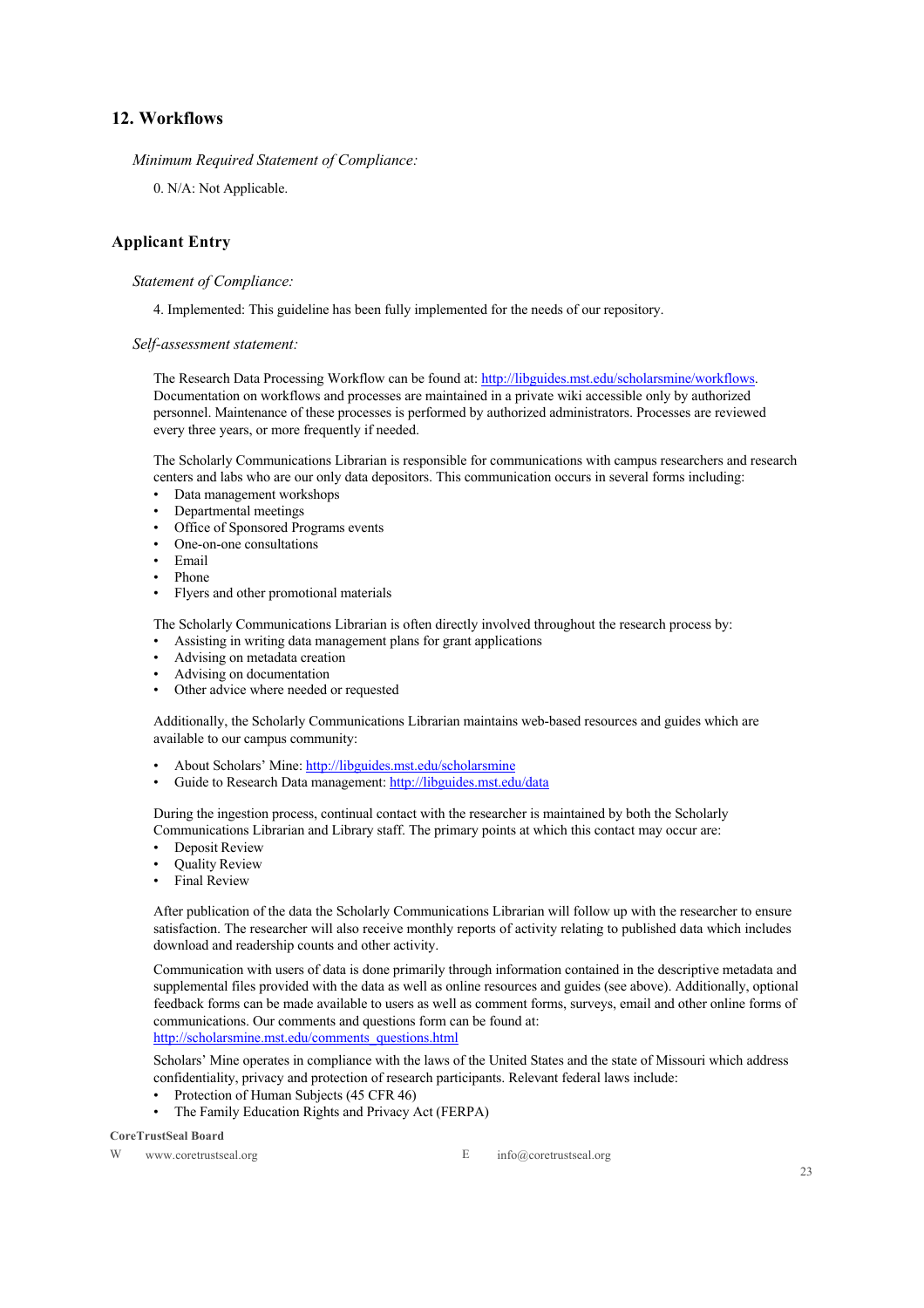## 12. Workflows

*Minimum Required Statement of Compliance:*

0. N/A: Not Applicable.

## Applicant Entry

*Statement of Compliance:*

4. Implemented: This guideline has been fully implemented for the needs of our repository.

*Self-assessment statement:*

The Research Data Processing Workflow can be found at: http://libguides.mst.edu/scholarsmine/workflows. Documentation on workflows and processes are maintained in a private wiki accessible only by authorized personnel. Maintenance of these processes is performed by authorized administrators. Processes are reviewed every three years, or more frequently if needed.

The Scholarly Communications Librarian is responsible for communications with campus researchers and research centers and labs who are our only data depositors. This communication occurs in several forms including:

- Data management workshops
- Departmental meetings
- Office of Sponsored Programs events
- One-on-one consultations
- Email
- Phone
- Flyers and other promotional materials

The Scholarly Communications Librarian is often directly involved throughout the research process by:

- Assisting in writing data management plans for grant applications
- Advising on metadata creation
- Advising on documentation
- Other advice where needed or requested

Additionally, the Scholarly Communications Librarian maintains web-based resources and guides which are available to our campus community:

- About Scholars' Mine: http://libguides.mst.edu/scholarsmine
- Guide to Research Data management: http://libguides.mst.edu/data

During the ingestion process, continual contact with the researcher is maintained by both the Scholarly Communications Librarian and Library staff. The primary points at which this contact may occur are:

- Deposit Review
- Quality Review
- Final Review

After publication of the data the Scholarly Communications Librarian will follow up with the researcher to ensure satisfaction. The researcher will also receive monthly reports of activity relating to published data which includes download and readership counts and other activity.

Communication with users of data is done primarily through information contained in the descriptive metadata and supplemental files provided with the data as well as online resources and guides (see above). Additionally, optional feedback forms can be made available to users as well as comment forms, surveys, email and other online forms of communications. Our comments and questions form can be found at: http://scholarsmine.mst.edu/comments_questions.html

Scholars' Mine operates in compliance with the laws of the United States and the state of Missouri which address confidentiality, privacy and protection of research participants. Relevant federal laws include:

- Protection of Human Subjects (45 CFR 46)
- The Family Education Rights and Privacy Act (FERPA)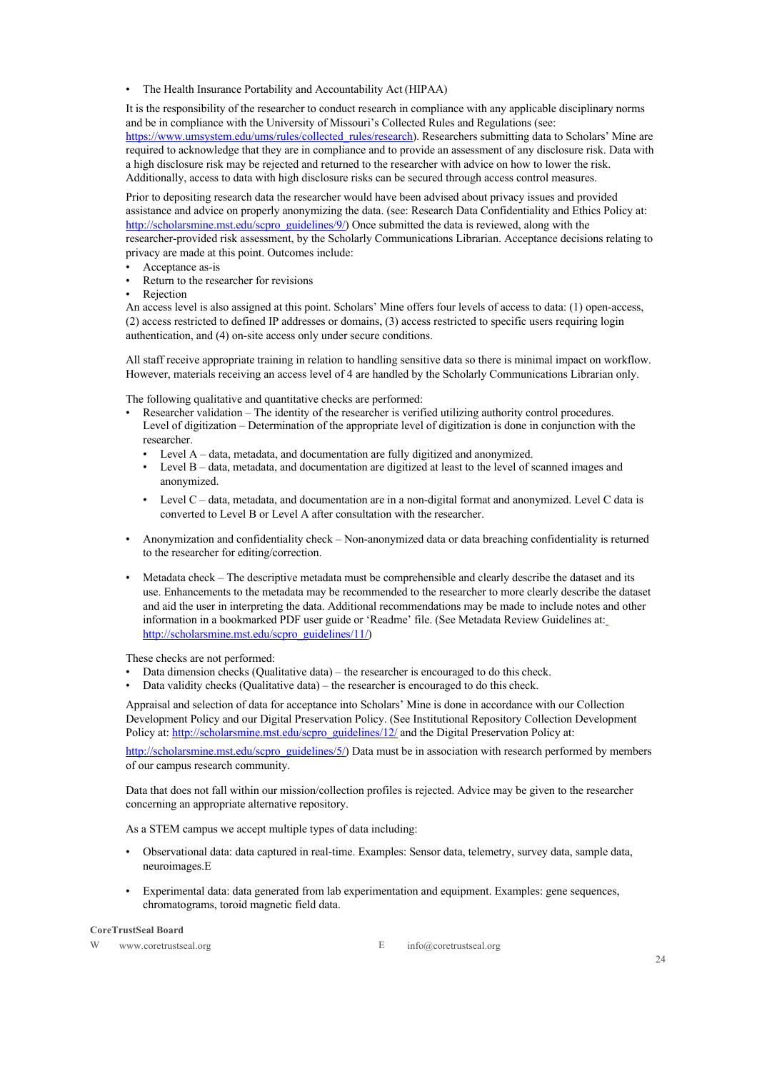- The Health Insurance Portability and Accountability Act (HIPAA)

It is the responsibility of the researcher to conduct research in compliance with any applicable disciplinary norms and be in compliance with the University of Missouri's Collected Rules and Regulations (see: https://www.umsystem.edu/ums/rules/collected_rules/research). Researchers submitting data to Scholars' Mine are required to acknowledge that they are in compliance and to provide an assessment of any disclosure risk. Data with a high disclosure risk may be rejected and returned to the researcher with advice on how to lower the risk. Additionally, access to data with high disclosure risks can be secured through access control measures.

Prior to depositing research data the researcher would have been advised about privacy issues and provided assistance and advice on properly anonymizing the data. (see: Research Data Confidentiality and Ethics Policy at: http://scholarsmine.mst.edu/scpro_guidelines/9/) Once submitted the data is reviewed, along with the researcher-provided risk assessment, by the Scholarly Communications Librarian. Acceptance decisions relating to privacy are made at this point. Outcomes include:

- Acceptance as-is
- Return to the researcher for revisions
- Rejection

An access level is also assigned at this point. Scholars' Mine offers four levels of access to data: (1) open-access, (2) access restricted to defined IP addresses or domains, (3) access restricted to specific users requiring login authentication, and (4) on-site access only under secure conditions.

All staff receive appropriate training in relation to handling sensitive data so there is minimal impact on workflow. However, materials receiving an access level of 4 are handled by the Scholarly Communications Librarian only.

The following qualitative and quantitative checks are performed:

- Researcher validation – The identity of the researcher is verified utilizing authority control procedures. Level of digitization – Determination of the appropriate level of digitization is done in conjunction with the researcher.
  - Level A – data, metadata, and documentation are fully digitized and anonymized.
  - Level B – data, metadata, and documentation are digitized at least to the level of scanned images and anonymized.
  - Level C – data, metadata, and documentation are in a non-digital format and anonymized. Level C data is converted to Level B or Level A after consultation with the researcher.
- Anonymization and confidentiality check – Non-anonymized data or data breaching confidentiality is returned to the researcher for editing/correction.
- Metadata check – The descriptive metadata must be comprehensible and clearly describe the dataset and its use. Enhancements to the metadata may be recommended to the researcher to more clearly describe the dataset and aid the user in interpreting the data. Additional recommendations may be made to include notes and other information in a bookmarked PDF user guide or 'Readme' file. (See Metadata Review Guidelines at: http://scholarsmine.mst.edu/scpro_guidelines/11/)

These checks are not performed:

- Data dimension checks (Qualitative data) – the researcher is encouraged to do this check.
- Data validity checks (Qualitative data) – the researcher is encouraged to do this check.

Appraisal and selection of data for acceptance into Scholars' Mine is done in accordance with our Collection Development Policy and our Digital Preservation Policy. (See Institutional Repository Collection Development Policy at: http://scholarsmine.mst.edu/scpro_guidelines/12/ and the Digital Preservation Policy at: http://scholarsmine.mst.edu/scpro_guidelines/5/) Data must be in association with research performed by members of our campus research community.

Data that does not fall within our mission/collection profiles is rejected. Advice may be given to the researcher concerning an appropriate alternative repository.

As a STEM campus we accept multiple types of data including:

- Observational data: data captured in real-time. Examples: Sensor data, telemetry, survey data, sample data, neuroimages.E
- Experimental data: data generated from lab experimentation and equipment. Examples: gene sequences, chromatograms, toroid magnetic field data.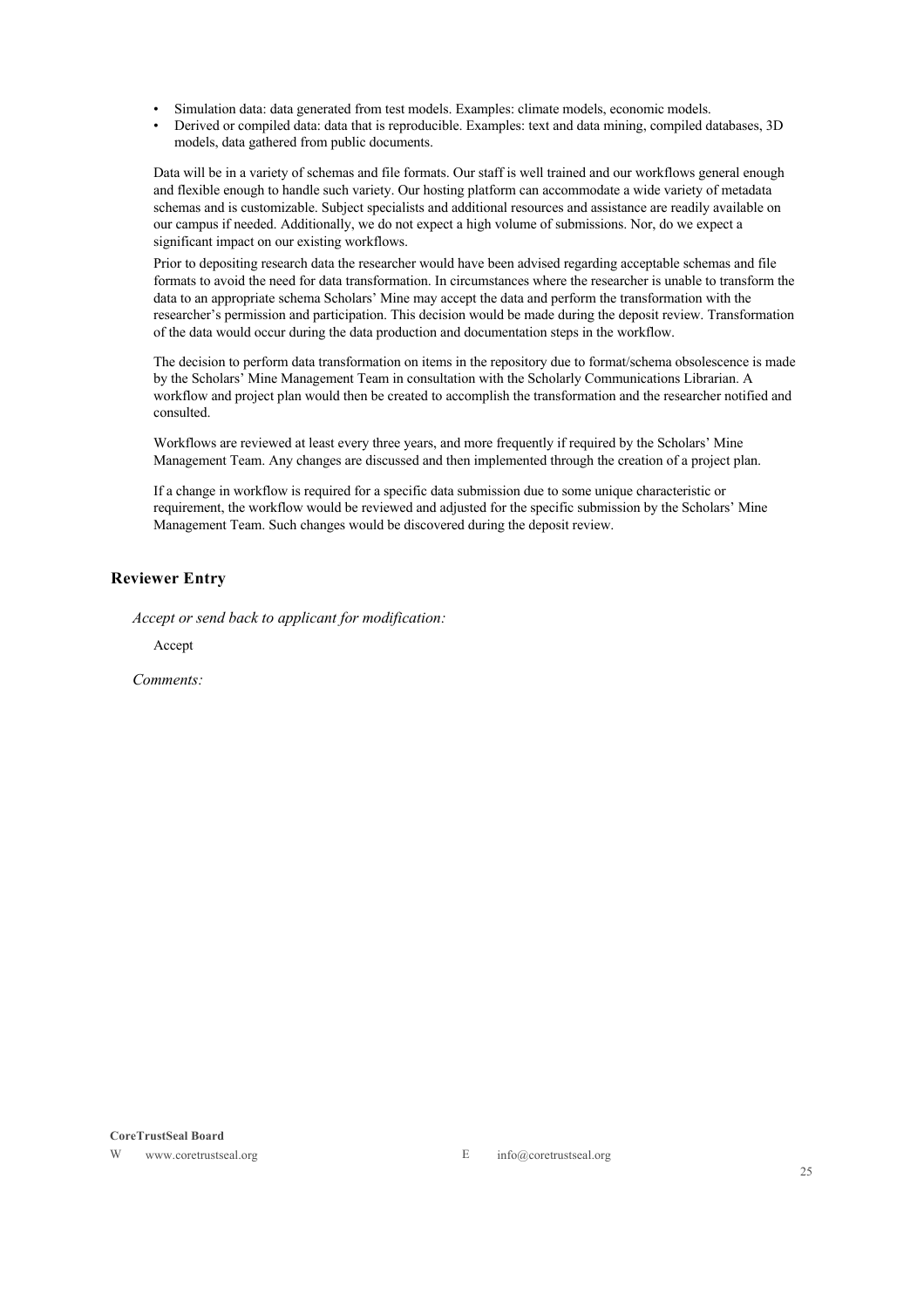- Simulation data: data generated from test models. Examples: climate models, economic models.
- Derived or compiled data: data that is reproducible. Examples: text and data mining, compiled databases, 3D models, data gathered from public documents.

Data will be in a variety of schemas and file formats. Our staff is well trained and our workflows general enough and flexible enough to handle such variety. Our hosting platform can accommodate a wide variety of metadata schemas and is customizable. Subject specialists and additional resources and assistance are readily available on our campus if needed. Additionally, we do not expect a high volume of submissions. Nor, do we expect a significant impact on our existing workflows.

Prior to depositing research data the researcher would have been advised regarding acceptable schemas and file formats to avoid the need for data transformation. In circumstances where the researcher is unable to transform the data to an appropriate schema Scholars' Mine may accept the data and perform the transformation with the researcher's permission and participation. This decision would be made during the deposit review. Transformation of the data would occur during the data production and documentation steps in the workflow.

The decision to perform data transformation on items in the repository due to format/schema obsolescence is made by the Scholars' Mine Management Team in consultation with the Scholarly Communications Librarian. A workflow and project plan would then be created to accomplish the transformation and the researcher notified and consulted.

Workflows are reviewed at least every three years, and more frequently if required by the Scholars' Mine Management Team. Any changes are discussed and then implemented through the creation of a project plan.

If a change in workflow is required for a specific data submission due to some unique characteristic or requirement, the workflow would be reviewed and adjusted for the specific submission by the Scholars' Mine Management Team. Such changes would be discovered during the deposit review.

## Reviewer Entry

*Accept or send back to applicant for modification:*

Accept

*Comments:*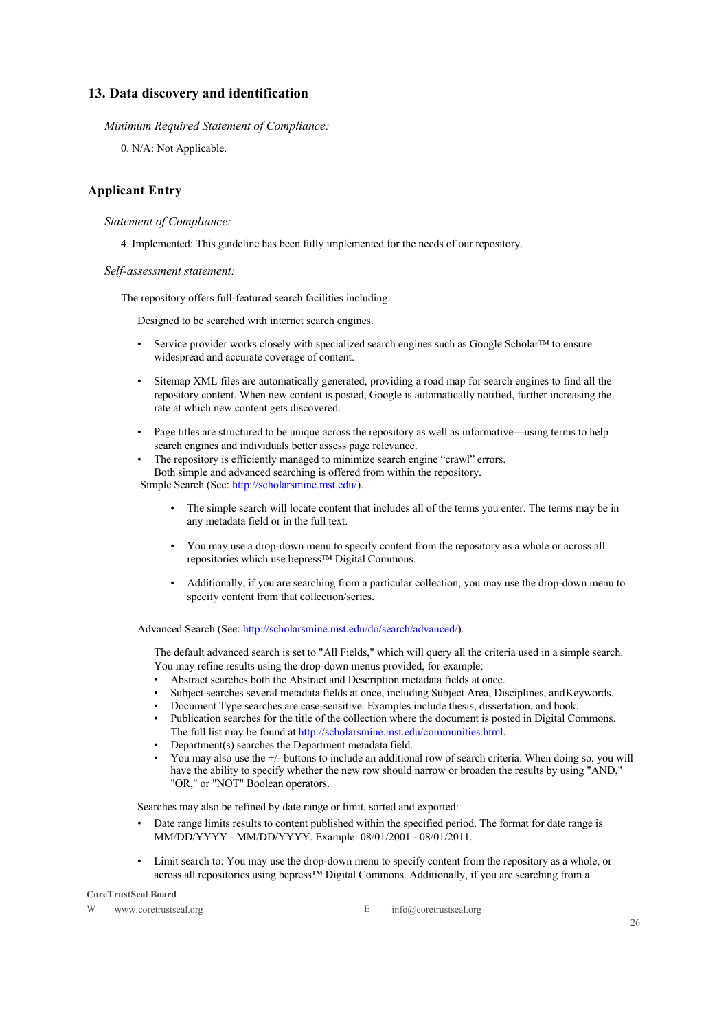## 13. Data discovery and identification

*Minimum Required Statement of Compliance:*

0. N/A: Not Applicable.

## Applicant Entry

*Statement of Compliance:*

4. Implemented: This guideline has been fully implemented for the needs of our repository.

*Self-assessment statement:*

The repository offers full-featured search facilities including:

Designed to be searched with internet search engines.

- Service provider works closely with specialized search engines such as Google Scholar™ to ensure widespread and accurate coverage of content.
- Sitemap XML files are automatically generated, providing a road map for search engines to find all the repository content. When new content is posted, Google is automatically notified, further increasing the rate at which new content gets discovered.
- Page titles are structured to be unique across the repository as well as informative—using terms to help search engines and individuals better assess page relevance.
- The repository is efficiently managed to minimize search engine "crawl" errors.
  Both simple and advanced searching is offered from within the repository.

Simple Search (See: http://scholarsmine.mst.edu/).

- The simple search will locate content that includes all of the terms you enter. The terms may be in any metadata field or in the full text.
- You may use a drop-down menu to specify content from the repository as a whole or across all repositories which use bepress™ Digital Commons.
- Additionally, if you are searching from a particular collection, you may use the drop-down menu to specify content from that collection/series.

Advanced Search (See: http://scholarsmine.mst.edu/do/search/advanced/).

The default advanced search is set to "All Fields," which will query all the criteria used in a simple search. You may refine results using the drop-down menus provided, for example:

- Abstract searches both the Abstract and Description metadata fields at once.
- Subject searches several metadata fields at once, including Subject Area, Disciplines, andKeywords.
- Document Type searches are case-sensitive. Examples include thesis, dissertation, and book.
- Publication searches for the title of the collection where the document is posted in Digital Commons. The full list may be found at http://scholarsmine.mst.edu/communities.html.
- Department(s) searches the Department metadata field.
- You may also use the +/- buttons to include an additional row of search criteria. When doing so, you will have the ability to specify whether the new row should narrow or broaden the results by using "AND," "OR," or "NOT" Boolean operators.

Searches may also be refined by date range or limit, sorted and exported:

- Date range limits results to content published within the specified period. The format for date range is MM/DD/YYYY - MM/DD/YYYY. Example: 08/01/2001 - 08/01/2011.
- Limit search to: You may use the drop-down menu to specify content from the repository as a whole, or across all repositories using bepress™ Digital Commons. Additionally, if you are searching from a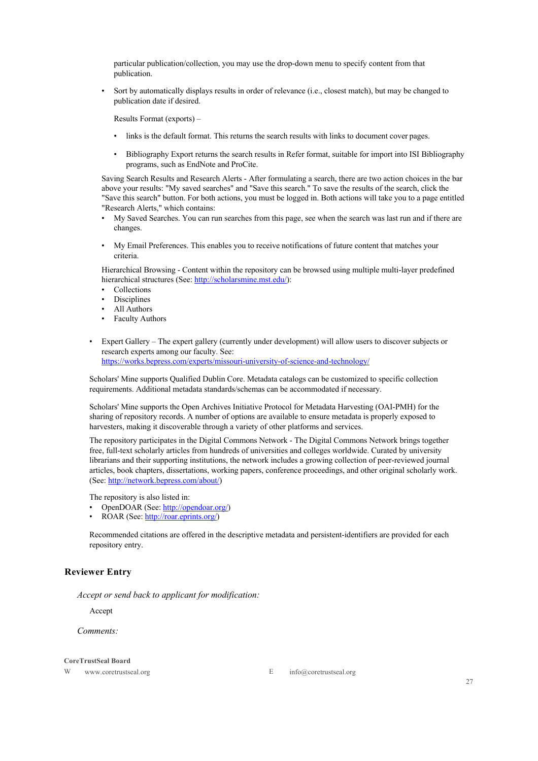particular publication/collection, you may use the drop-down menu to specify content from that publication.

- Sort by automatically displays results in order of relevance (i.e., closest match), but may be changed to publication date if desired.

  Results Format (exports) –

  - links is the default format. This returns the search results with links to document cover pages.

  - Bibliography Export returns the search results in Refer format, suitable for import into ISI Bibliography programs, such as EndNote and ProCite.

  Saving Search Results and Research Alerts - After formulating a search, there are two action choices in the bar above your results: "My saved searches" and "Save this search." To save the results of the search, click the "Save this search" button. For both actions, you must be logged in. Both actions will take you to a page entitled "Research Alerts," which contains:

  - My Saved Searches. You can run searches from this page, see when the search was last run and if there are changes.

  - My Email Preferences. This enables you to receive notifications of future content that matches your criteria.

  Hierarchical Browsing - Content within the repository can be browsed using multiple multi-layer predefined hierarchical structures (See: http://scholarsmine.mst.edu/):

  - Collections
  - Disciplines
  - All Authors
  - Faculty Authors

- Expert Gallery – The expert gallery (currently under development) will allow users to discover subjects or research experts among our faculty. See: https://works.bepress.com/experts/missouri-university-of-science-and-technology/

Scholars' Mine supports Qualified Dublin Core. Metadata catalogs can be customized to specific collection requirements. Additional metadata standards/schemas can be accommodated if necessary.

Scholars' Mine supports the Open Archives Initiative Protocol for Metadata Harvesting (OAI-PMH) for the sharing of repository records. A number of options are available to ensure metadata is properly exposed to harvesters, making it discoverable through a variety of other platforms and services.

The repository participates in the Digital Commons Network - The Digital Commons Network brings together free, full-text scholarly articles from hundreds of universities and colleges worldwide. Curated by university librarians and their supporting institutions, the network includes a growing collection of peer-reviewed journal articles, book chapters, dissertations, working papers, conference proceedings, and other original scholarly work. (See: http://network.bepress.com/about/)

The repository is also listed in:

- OpenDOAR (See: http://opendoar.org/)
- ROAR (See: http://roar.eprints.org/)

Recommended citations are offered in the descriptive metadata and persistent-identifiers are provided for each repository entry.

### Reviewer Entry

*Accept or send back to applicant for modification:*

Accept

*Comments:*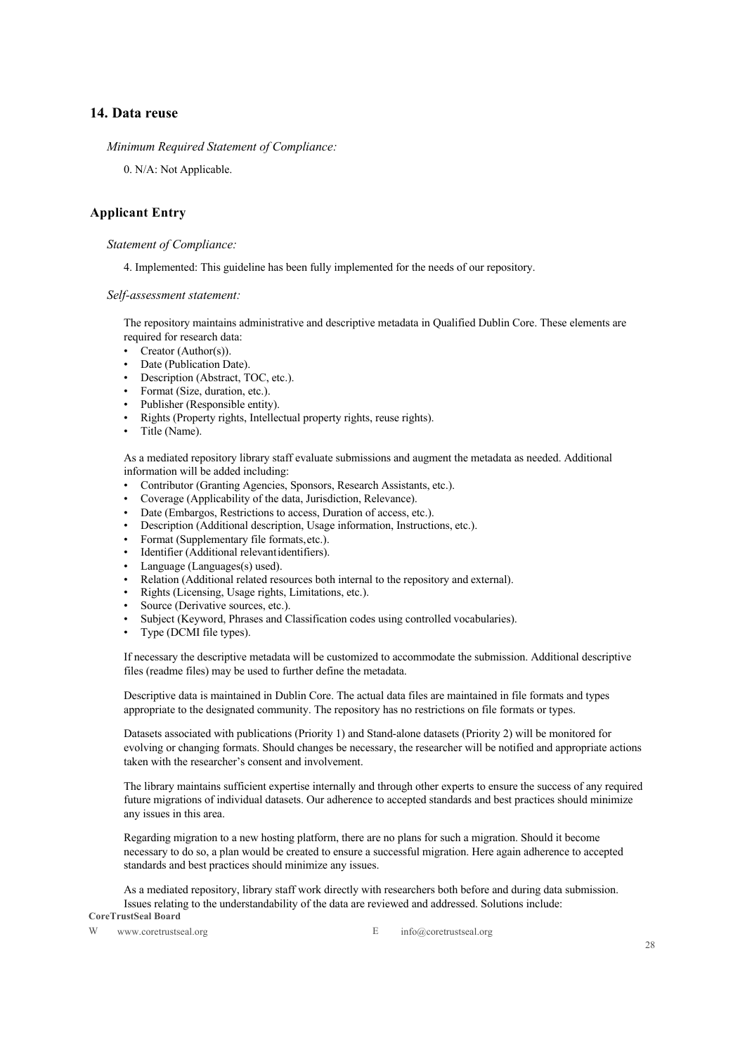## 14. Data reuse

*Minimum Required Statement of Compliance:*

0. N/A: Not Applicable.

### Applicant Entry

*Statement of Compliance:*

4. Implemented: This guideline has been fully implemented for the needs of our repository.

*Self-assessment statement:*

The repository maintains administrative and descriptive metadata in Qualified Dublin Core. These elements are required for research data:

- Creator (Author(s)).
- Date (Publication Date).
- Description (Abstract, TOC, etc.).
- Format (Size, duration, etc.).
- Publisher (Responsible entity).
- Rights (Property rights, Intellectual property rights, reuse rights).
- Title (Name).

As a mediated repository library staff evaluate submissions and augment the metadata as needed. Additional information will be added including:

- Contributor (Granting Agencies, Sponsors, Research Assistants, etc.).
- Coverage (Applicability of the data, Jurisdiction, Relevance).
- Date (Embargos, Restrictions to access, Duration of access, etc.).
- Description (Additional description, Usage information, Instructions, etc.).
- Format (Supplementary file formats,etc.).
- Identifier (Additional relevantidentifiers).
- Language (Languages(s) used).
- Relation (Additional related resources both internal to the repository and external).
- Rights (Licensing, Usage rights, Limitations, etc.).
- Source (Derivative sources, etc.).
- Subject (Keyword, Phrases and Classification codes using controlled vocabularies).
- Type (DCMI file types).

If necessary the descriptive metadata will be customized to accommodate the submission. Additional descriptive files (readme files) may be used to further define the metadata.

Descriptive data is maintained in Dublin Core. The actual data files are maintained in file formats and types appropriate to the designated community. The repository has no restrictions on file formats or types.

Datasets associated with publications (Priority 1) and Stand-alone datasets (Priority 2) will be monitored for evolving or changing formats. Should changes be necessary, the researcher will be notified and appropriate actions taken with the researcher's consent and involvement.

The library maintains sufficient expertise internally and through other experts to ensure the success of any required future migrations of individual datasets. Our adherence to accepted standards and best practices should minimize any issues in this area.

Regarding migration to a new hosting platform, there are no plans for such a migration. Should it become necessary to do so, a plan would be created to ensure a successful migration. Here again adherence to accepted standards and best practices should minimize any issues.

As a mediated repository, library staff work directly with researchers both before and during data submission. Issues relating to the understandability of the data are reviewed and addressed. Solutions include: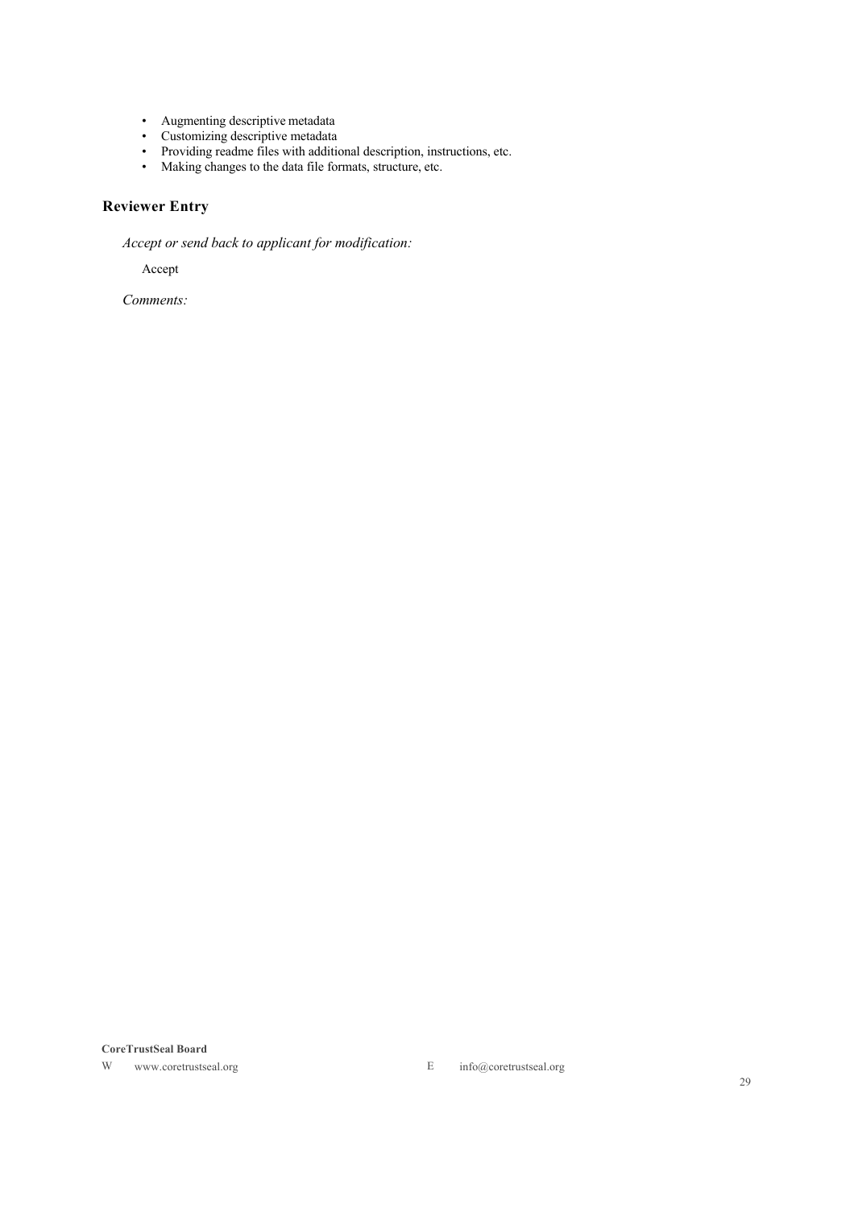- Augmenting descriptive metadata
- Customizing descriptive metadata
- Providing readme files with additional description, instructions, etc.
- Making changes to the data file formats, structure, etc.

### Reviewer Entry

*Accept or send back to applicant for modification:*

Accept

*Comments:*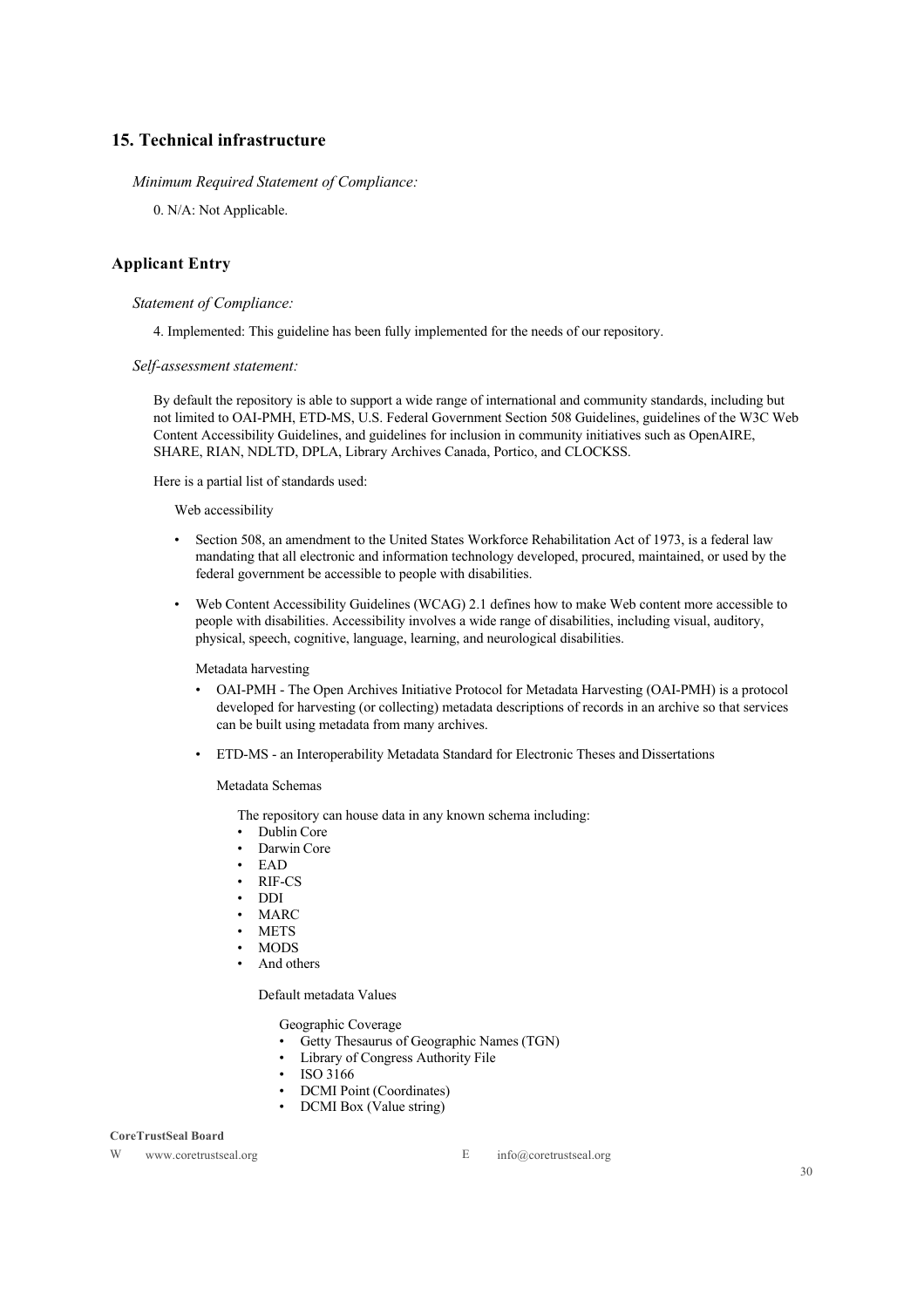## 15. Technical infrastructure

*Minimum Required Statement of Compliance:*

0. N/A: Not Applicable.

### Applicant Entry

*Statement of Compliance:*

4. Implemented: This guideline has been fully implemented for the needs of our repository.

*Self-assessment statement:*

By default the repository is able to support a wide range of international and community standards, including but not limited to OAI-PMH, ETD-MS, U.S. Federal Government Section 508 Guidelines, guidelines of the W3C Web Content Accessibility Guidelines, and guidelines for inclusion in community initiatives such as OpenAIRE, SHARE, RIAN, NDLTD, DPLA, Library Archives Canada, Portico, and CLOCKSS.

Here is a partial list of standards used:

Web accessibility

- Section 508, an amendment to the United States Workforce Rehabilitation Act of 1973, is a federal law mandating that all electronic and information technology developed, procured, maintained, or used by the federal government be accessible to people with disabilities.
- Web Content Accessibility Guidelines (WCAG) 2.1 defines how to make Web content more accessible to people with disabilities. Accessibility involves a wide range of disabilities, including visual, auditory, physical, speech, cognitive, language, learning, and neurological disabilities.

Metadata harvesting

- OAI-PMH - The Open Archives Initiative Protocol for Metadata Harvesting (OAI-PMH) is a protocol developed for harvesting (or collecting) metadata descriptions of records in an archive so that services can be built using metadata from many archives.
- ETD-MS - an Interoperability Metadata Standard for Electronic Theses and Dissertations

Metadata Schemas

The repository can house data in any known schema including:

- Dublin Core
- Darwin Core
- EAD
- RIF-CS
- DDI
- MARC
- METS
- MODS
- And others

Default metadata Values

Geographic Coverage

- Getty Thesaurus of Geographic Names (TGN)
- Library of Congress Authority File
- ISO 3166
- DCMI Point (Coordinates)
- DCMI Box (Value string)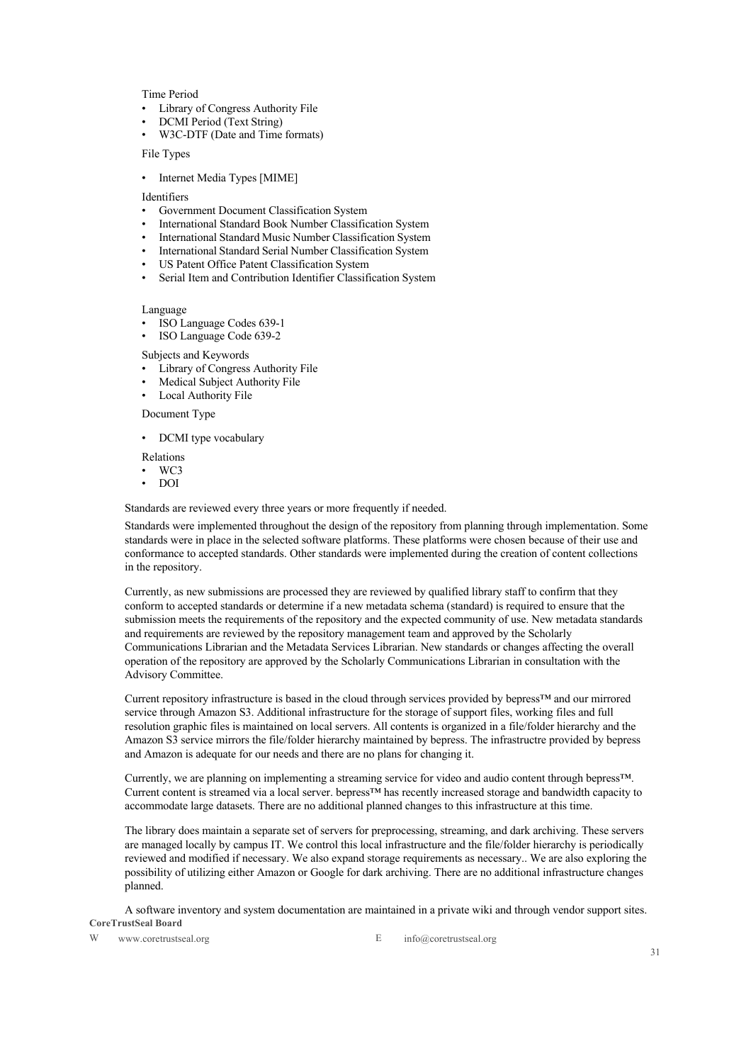Time Period

- Library of Congress Authority File
- DCMI Period (Text String)
- W3C-DTF (Date and Time formats)

File Types

- Internet Media Types [MIME]

Identifiers

- Government Document Classification System
- International Standard Book Number Classification System
- International Standard Music Number Classification System
- International Standard Serial Number Classification System
- US Patent Office Patent Classification System
- Serial Item and Contribution Identifier Classification System

Language

- ISO Language Codes 639-1
- ISO Language Code 639-2

Subjects and Keywords

- Library of Congress Authority File
- Medical Subject Authority File
- Local Authority File

Document Type

- DCMI type vocabulary

Relations

- WC3
- DOI

Standards are reviewed every three years or more frequently if needed.

Standards were implemented throughout the design of the repository from planning through implementation. Some standards were in place in the selected software platforms. These platforms were chosen because of their use and conformance to accepted standards. Other standards were implemented during the creation of content collections in the repository.

Currently, as new submissions are processed they are reviewed by qualified library staff to confirm that they conform to accepted standards or determine if a new metadata schema (standard) is required to ensure that the submission meets the requirements of the repository and the expected community of use. New metadata standards and requirements are reviewed by the repository management team and approved by the Scholarly Communications Librarian and the Metadata Services Librarian. New standards or changes affecting the overall operation of the repository are approved by the Scholarly Communications Librarian in consultation with the Advisory Committee.

Current repository infrastructure is based in the cloud through services provided by bepress™ and our mirrored service through Amazon S3. Additional infrastructure for the storage of support files, working files and full resolution graphic files is maintained on local servers. All contents is organized in a file/folder hierarchy and the Amazon S3 service mirrors the file/folder hierarchy maintained by bepress. The infrastructre provided by bepress and Amazon is adequate for our needs and there are no plans for changing it.

Currently, we are planning on implementing a streaming service for video and audio content through bepress™. Current content is streamed via a local server. bepress™ has recently increased storage and bandwidth capacity to accommodate large datasets. There are no additional planned changes to this infrastructure at this time.

The library does maintain a separate set of servers for preprocessing, streaming, and dark archiving. These servers are managed locally by campus IT. We control this local infrastructure and the file/folder hierarchy is periodically reviewed and modified if necessary. We also expand storage requirements as necessary.. We are also exploring the possibility of utilizing either Amazon or Google for dark archiving. There are no additional infrastructure changes planned.

A software inventory and system documentation are maintained in a private wiki and through vendor support sites.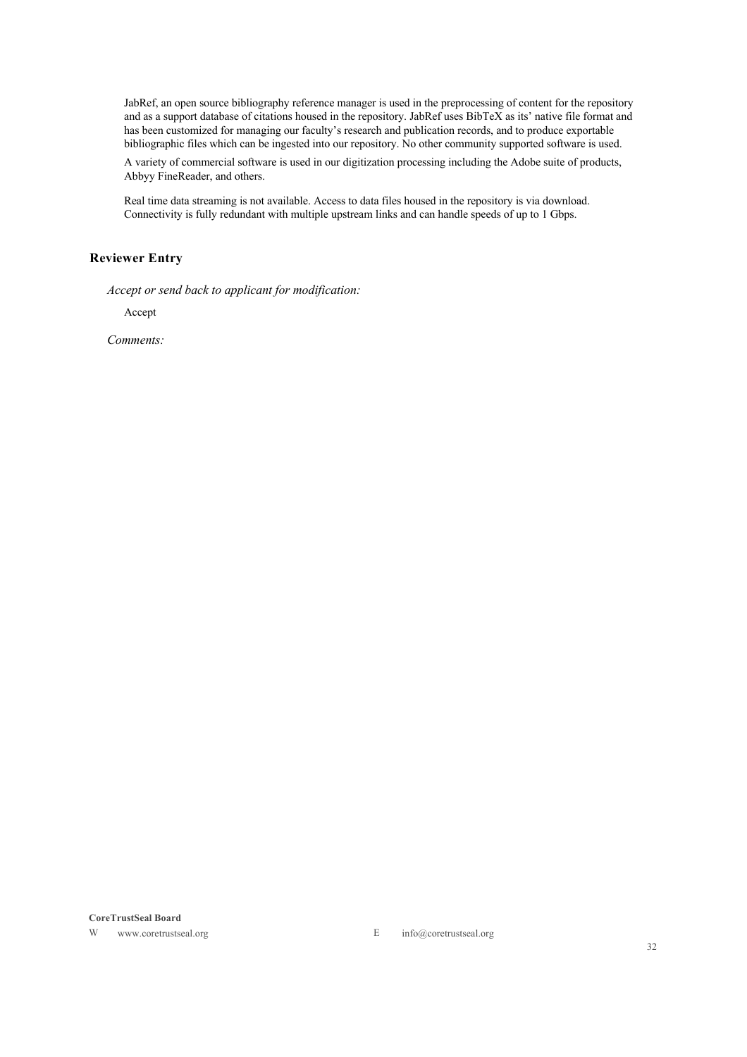JabRef, an open source bibliography reference manager is used in the preprocessing of content for the repository and as a support database of citations housed in the repository. JabRef uses BibTeX as its' native file format and has been customized for managing our faculty's research and publication records, and to produce exportable bibliographic files which can be ingested into our repository. No other community supported software is used.

A variety of commercial software is used in our digitization processing including the Adobe suite of products, Abbyy FineReader, and others.

Real time data streaming is not available. Access to data files housed in the repository is via download. Connectivity is fully redundant with multiple upstream links and can handle speeds of up to 1 Gbps.

### Reviewer Entry

*Accept or send back to applicant for modification:*

Accept

*Comments:*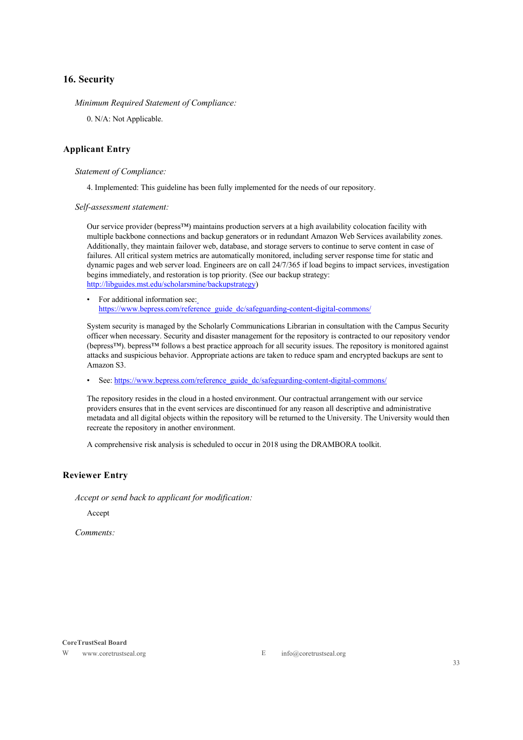## 16. Security

*Minimum Required Statement of Compliance:*

0. N/A: Not Applicable.

## Applicant Entry

*Statement of Compliance:*

4. Implemented: This guideline has been fully implemented for the needs of our repository.

*Self-assessment statement:*

Our service provider (bepress™) maintains production servers at a high availability colocation facility with multiple backbone connections and backup generators or in redundant Amazon Web Services availability zones. Additionally, they maintain failover web, database, and storage servers to continue to serve content in case of failures. All critical system metrics are automatically monitored, including server response time for static and dynamic pages and web server load. Engineers are on call 24/7/365 if load begins to impact services, investigation begins immediately, and restoration is top priority. (See our backup strategy: http://libguides.mst.edu/scholarsmine/backupstrategy)

- For additional information see: https://www.bepress.com/reference_guide_dc/safeguarding-content-digital-commons/

System security is managed by the Scholarly Communications Librarian in consultation with the Campus Security officer when necessary. Security and disaster management for the repository is contracted to our repository vendor (bepress™). bepress™ follows a best practice approach for all security issues. The repository is monitored against attacks and suspicious behavior. Appropriate actions are taken to reduce spam and encrypted backups are sent to Amazon S3.

- See: https://www.bepress.com/reference_guide_dc/safeguarding-content-digital-commons/

The repository resides in the cloud in a hosted environment. Our contractual arrangement with our service providers ensures that in the event services are discontinued for any reason all descriptive and administrative metadata and all digital objects within the repository will be returned to the University. The University would then recreate the repository in another environment.

A comprehensive risk analysis is scheduled to occur in 2018 using the DRAMBORA toolkit.

## Reviewer Entry

*Accept or send back to applicant for modification:*

Accept

*Comments:*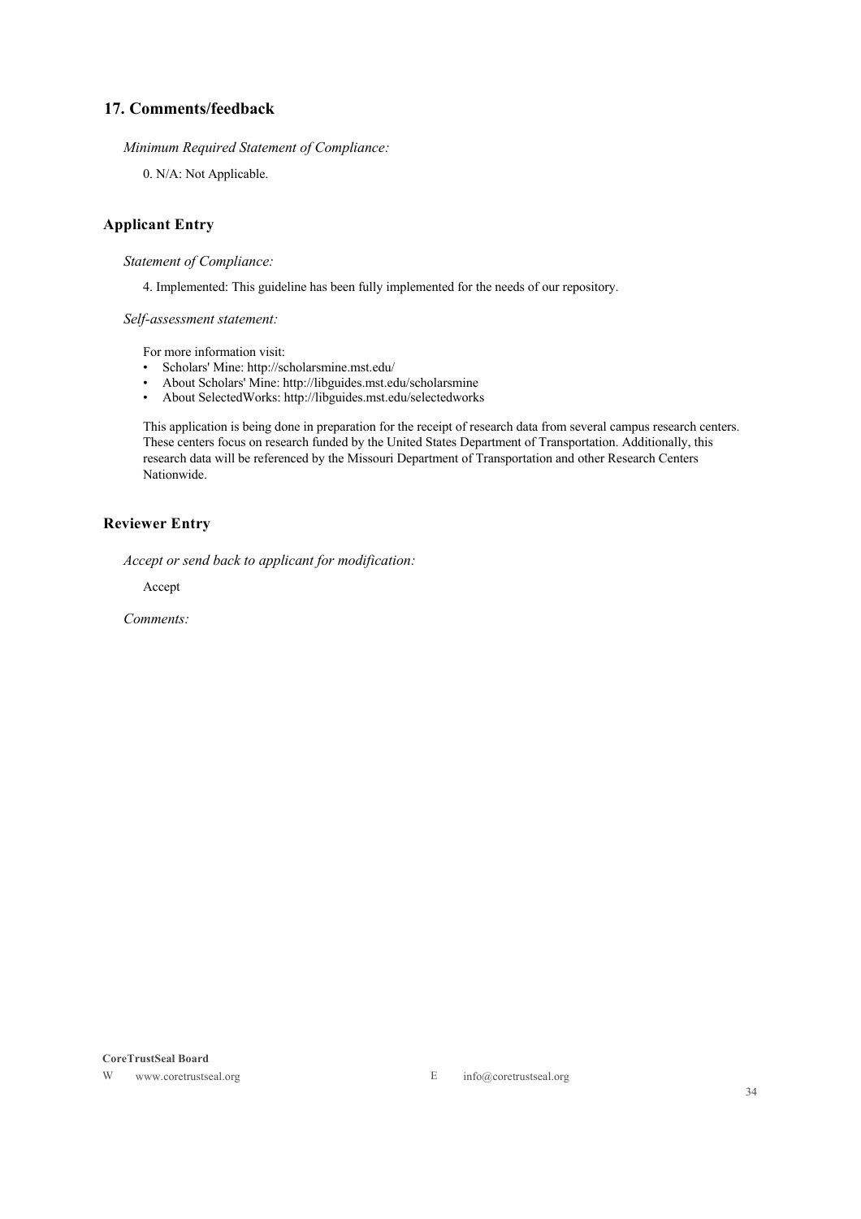## 17. Comments/feedback

*Minimum Required Statement of Compliance:*

0. N/A: Not Applicable.

### Applicant Entry

*Statement of Compliance:*

4. Implemented: This guideline has been fully implemented for the needs of our repository.

*Self-assessment statement:*

For more information visit:

- Scholars' Mine: http://scholarsmine.mst.edu/
- About Scholars' Mine: http://libguides.mst.edu/scholarsmine
- About SelectedWorks: http://libguides.mst.edu/selectedworks

This application is being done in preparation for the receipt of research data from several campus research centers. These centers focus on research funded by the United States Department of Transportation. Additionally, this research data will be referenced by the Missouri Department of Transportation and other Research Centers Nationwide.

### Reviewer Entry

*Accept or send back to applicant for modification:*

Accept

*Comments:*